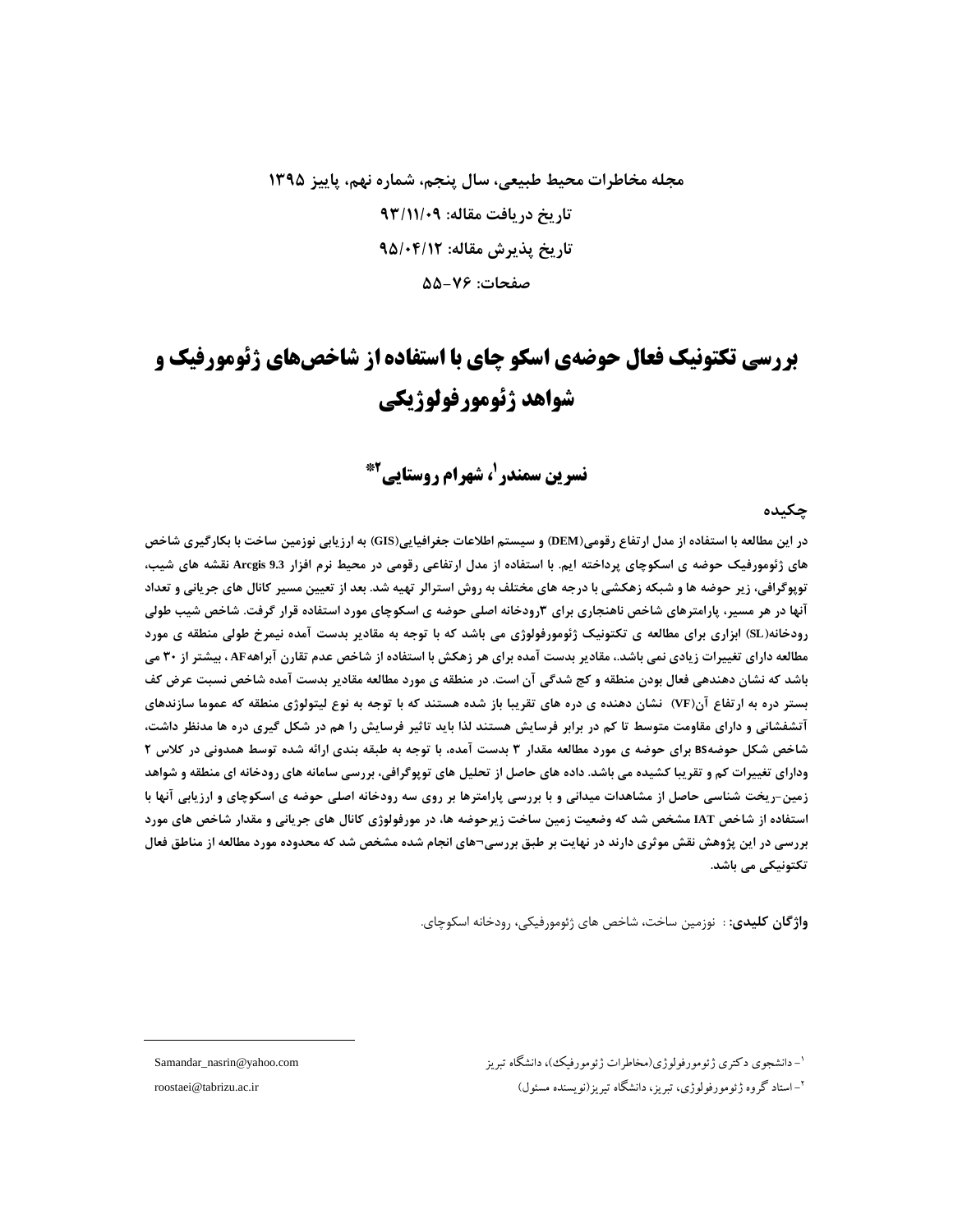مجله مخاطرات محیط طبیعی، سال پنجم، شماره نهم، پاییز ۱۳۹۵

تاریخ دریافت مقاله: ۹۳/۱۱/۰۹

تاریخ پذیرش مقاله: ۹۵/۰۴/۱۲

صفحات: ۷۶-۵۵

# بررسی تکتونیک فعال حوضه‌ی اسکو چای با استفاده از شاخص‌های ژئومورفیک و شواهد ژئومورفولوژیکی

**نسرین سمندر[1]، شهرام روستایی[2]***

## چکیده

در این مطالعه با استفاده از مدل ارتفاع رقومی(DEM) و سیستم اطلاعات جغرافیایی(GIS) به ارزیابی نوزمین ساخت با بکارگیری شاخص های ژئومورفیک حوضه ی اسکوچای پرداخته ایم. با استفاده از مدل ارتفاعی رقومی در محیط نرم افزار Arcgis 9.3 نقشه های شیب، توپوگرافی، زیر حوضه ها و شبکه زهکشی با درجه های مختلف به روش استرالر تهیه شد. بعد از تعیین مسیر کانال های جریانی و تعداد آنها در هر مسیر، پارامترهای شاخص ناهنجاری برای ۳رودخانه اصلی حوضه ی اسکوچای مورد استفاده قرار گرفت. شاخص شیب طولی رودخانه(SL) ابزاری برای مطالعه ی تکتونیک ژئومورفولوژی می باشد که با توجه به مقادیر بدست آمده نیمرخ طولی منطقه ی مورد مطالعه دارای تغییرات زیادی نمی باشد.، مقادیر بدست آمده برای هر زهکش با استفاده از شاخص عدم تقارن آبراههAF ، بیشتر از ۳۰ می باشد که نشان دهندهی فعال بودن منطقه و کج شدگی آن است. در منطقه ی مورد مطالعه مقادیر بدست آمده شاخص نسبت عرض کف بستر دره به ارتفاع آن(VF) نشان دهنده ی دره های تقریبا باز شده هستند که با توجه به نوع لیتولوژی منطقه که عموما سازندهای آتشفشانی و دارای مقاومت متوسط تا کم در برابر فرسایش هستند لذا باید تاثیر فرسایش را هم در شکل گیری دره ها مدنظر داشت، شاخص شکل حوضهBS برای حوضه ی مورد مطالعه مقدار ۳ بدست آمده، با توجه به طبقه بندی ارائه شده توسط همدونی در کلاس ۲ ودارای تغییرات کم و تقریبا کشیده می باشد. داده های حاصل از تحلیل های توپوگرافی، بررسی سامانه های رودخانه ای منطقه و شواهد زمین-ریخت شناسی حاصل از مشاهدات میدانی و با بررسی پارامترها بر روی سه رودخانه اصلی حوضه ی اسکوچای و ارزیابی آنها با استفاده از شاخص IAT مشخص شد که وضعیت زمین ساخت زیرحوضه ها، در مورفولوژی کانال های جریانی و مقدار شاخص های مورد بررسی در این پژوهش نقش موثری دارند در نهایت بر طبق بررسی¬های انجام شده مشخص شد که محدوده مورد مطالعه از مناطق فعال تکتونیکی می باشد.

**واژگان کلیدی:** : نوزمین ساخت، شاخص های ژئومورفیکی، رودخانه اسکوچای.

---

[1]- دانشجوی دکتری ژئومورفولوژی(مخاطرات ژئومورفیک)، دانشگاه تبریز Samandar_nasrin@yahoo.com

[2]- استاد گروه ژئومورفولوژی، تبریز، دانشگاه تبریز(نویسنده مسئول) roostaei@tabrizu.ac.ir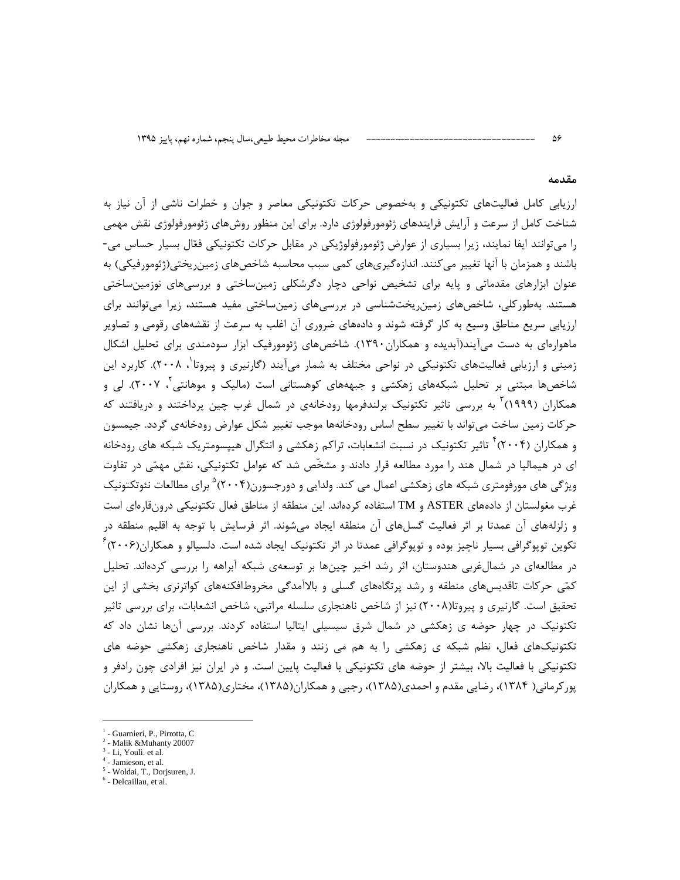## مقدمه

ارزیابی کامل فعالیت‌های تکتونیکی و به‌خصوص حرکات تکتونیکی معاصر و جوان و خطرات ناشی از آن نیاز به شناخت کامل از سرعت و آرایش فرایندهای ژئومورفولوژی دارد. برای این منظور روش‌های ژئومورفولوژی نقش مهمی را می‌توانند ایفا نمایند، زیرا بسیاری از عوارض ژئومورفولوژیکی در مقابل حرکات تکتونیکی فعّال بسیار حساس می-باشند و همزمان با آنها تغییر می‌کنند. اندازه‌گیری‌های کمی سبب محاسبه شاخص‌های زمین‌ریختی(ژئومورفیکی) به عنوان ابزارهای مقدماتی و پایه برای تشخیص نواحی دچار دگرشکلی زمین‌ساختی و بررسی‌های نوزمین‌ساختی هستند. به‌طورکلی، شاخص‌های زمین‌ریخت‌شناسی در بررسی‌های زمین‌ساختی مفید هستند، زیرا می‌توانند برای ارزیابی سریع مناطق وسیع به کار گرفته شوند و داده‌های ضروری آن اغلب به سرعت از نقشه‌های رقومی و تصاویر ماهواره‌ای به دست می‌آیند(آبدیده و همکاران۱۳۹۰). شاخص‌های ژئومورفیک ابزار سودمندی برای تحلیل اشکال زمینی و ارزیابی فعالیت‌های تکتونیکی در نواحی مختلف به شمار می‌آیند (گارنیری و پیروتا[1]، ۲۰۰۸). کاربرد این شاخص‌ها مبتنی بر تحلیل شبکه‌های زهکشی و جبهه‌های کوهستانی است (مالیک و موهانتی[2]، ۲۰۰۷). لی و همکاران (۱۹۹۹)[3] به بررسی تاثیر تکتونیک برلندفرمها رودخانه‌ی در شمال غرب چین پرداختند و دریافتند که حرکات زمین ساخت می‌تواند با تغییر سطح اساس رودخانه‌ها موجب تغییر شکل عوارض رودخانه‌ی گردد. جیمسون و همکاران (۲۰۰۴)[4] تاثیر تکتونیک در نسبت انشعابات، تراکم زهکشی و انتگرال هیپسومتریک شبکه های رودخانه ای در هیمالیا در شمال هند را مورد مطالعه قرار دادند و مشخّص شد که عوامل تکتونیکی، نقش مهمّی در تفاوت ویژگی های مورفومتری شبکه های زهکشی اعمال می کند. ولدایی و دورجسورن(۲۰۰۴)[5] برای مطالعات نئوتکتونیک غرب مغولستان از داده‌های ASTER و TM استفاده کرده‌اند. این منطقه از مناطق فعال تکتونیکی درون‌قاره‌ای است و زلزله‌های آن عمدتا بر اثر فعالیت گسل‌های آن منطقه ایجاد می‌شوند. اثر فرسایش با توجه به اقلیم منطقه در تکوین توپوگرافی بسیار ناچیز بوده و توپوگرافی عمدتا در اثر تکتونیک ایجاد شده است. دلسیالو و همکاران(۲۰۰۶)[6] در مطالعه‌ای در شمال‌غربی هندوستان، اثر رشد اخیر چین‌ها بر توسعه‌ی شبکه آبراهه را بررسی کرده‌اند. تحلیل کمّی حرکات تاقدیس‌های منطقه و رشد پرتگاه‌های گسلی و بالاآمدگی مخروط‌افکنه‌های کواترنری بخشی از این تحقیق است. گارنیری و پیروتا(۲۰۰۸) نیز از شاخص ناهنجاری سلسله مراتبی، شاخص انشعابات، برای بررسی تاثیر تکتونیک در چهار حوضه ی زهکشی در شمال شرق سیسیلی ایتالیا استفاده کردند. بررسی آن‌ها نشان داد که تکتونیک‌های فعال، نظم شبکه ی زهکشی را به هم می زنند و مقدار شاخص ناهنجاری زهکشی حوضه های تکتونیکی با فعالیت بالا، بیشتر از حوضه های تکتونیکی با فعالیت پایین است. و در ایران نیز افرادی چون رادفر و پورکرمانی( ۱۳۸۴)، رضایی مقدم و احمدی(۱۳۸۵)، رجبی و همکاران(۱۳۸۵)، مختاری(۱۳۸۵)، روستایی و همکاران

---

[1] - Guarnieri, P., Pirrotta, C

[2] - Malik &Muhanty 20007

[3] - Li, Youli. et al.

[4] - Jamieson, et al.

[5] - Woldai, T., Dorjsuren, J.

[6] - Delcaillau, et al.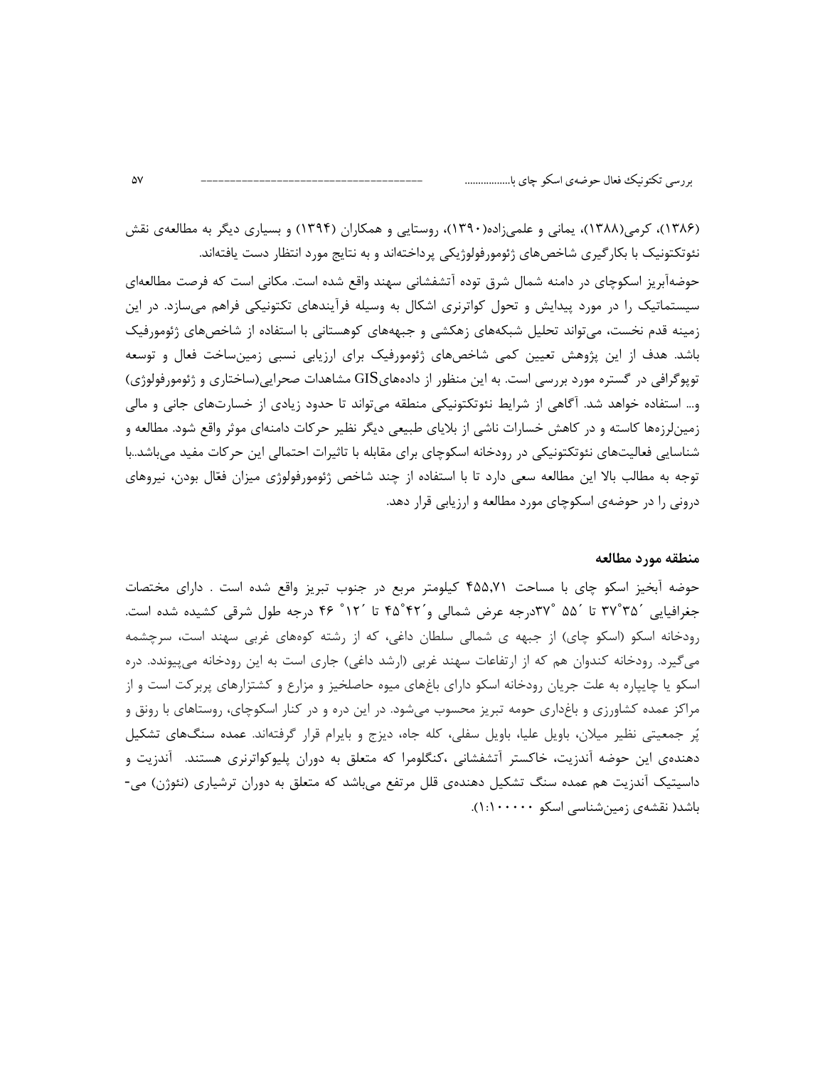(۱۳۸۶)، کرمی(۱۳۸۸)، یمانی و علمی‌زاده(۱۳۹۰)، روستایی و همکاران (۱۳۹۴) و بسیاری دیگر به مطالعه‌ی نقش نئوتکتونیک با بکارگیری شاخص‌های ژئومورفولوژیکی پرداخته‌اند و به نتایج مورد انتظار دست یافته‌اند.

حوضه‌آبریز اسکوچای در دامنه شمال شرق توده آتشفشانی سهند واقع شده است. مکانی است که فرصت مطالعه‌ای سیستماتیک را در مورد پیدایش و تحول کواترنری اشکال به وسیله فرآیندهای تکتونیکی فراهم می‌سازد. در این زمینه قدم نخست، می‌تواند تحلیل شبکه‌های زهکشی و جبهه‌های کوهستانی با استفاده از شاخص‌های ژئومورفیک باشد. هدف از این پژوهش تعیین کمی شاخص‌های ژئومورفیک برای ارزیابی نسبی زمین‌ساخت فعال و توسعه توپوگرافی در گستره مورد بررسی است. به این منظور از داده‌هایGIS مشاهدات صحرایی(ساختاری و ژئومورفولوژی) و... استفاده خواهد شد. آگاهی از شرایط نئوتکتونیکی منطقه می‌تواند تا حدود زیادی از خسارت‌های جانی و مالی زمین‌لرزه‌ها کاسته و در کاهش خسارات ناشی از بلایای طبیعی دیگر نظیر حرکات دامنه‌ای موثر واقع شود. مطالعه و شناسایی فعالیت‌های نئوتکتونیکی در رودخانه اسکوچای برای مقابله با تاثیرات احتمالی این حرکات مفید می‌باشد..با توجه به مطالب بالا این مطالعه سعی دارد تا با استفاده از چند شاخص ژئومورفولوژی میزان فعّال بودن، نیروهای درونی را در حوضه‌ی اسکوچای مورد مطالعه و ارزیابی قرار دهد.

### منطقه مورد مطالعه

حوضه آبخیز اسکو چای با مساحت ۴۵۵،۷۱ کیلومتر مربع در جنوب تبریز واقع شده است . دارای مختصات جغرافیایی ´۳۵°۳۷ تا ´۵۵ °۳۷درجه عرض شمالی و´۴۲°۴۵ تا ´۱۲° ۴۶ درجه طول شرقی کشیده شده است. رودخانه اسکو (اسکو چای) از جبهه ی شمالی سلطان داغی، که از رشته کوه‌های غربی سهند است، سرچشمه می‌گیرد. رودخانه کندوان هم که از ارتفاعات سهند غربی (ارشد داغی) جاری است به این رودخانه می‌پیوندد. دره اسکو یا چاپپاره به علت جریان رودخانه اسکو دارای باغ‌های میوه حاصلخیز و مزارع و کشتزارهای پربرکت است و از مراکز عمده کشاورزی و باغداری حومه تبریز محسوب می‌شود. در این دره و در کنار اسکوچای، روستاهای با رونق و پُر جمعیتی نظیر میلان، باویل علیا، باویل سفلی، کله جاه، دیزج و بایرام قرار گرفته‌اند. عمده سنگ‌های تشکیل دهنده‌ی این حوضه آندزیت، خاکستر آتشفشانی ،کنگلومرا که متعلق به دوران پلیوکواترنری هستند. آندزیت و داسیتیک آندزیت هم عمده سنگ تشکیل دهنده‌ی قلل مرتفع می‌باشد که متعلق به دوران ترشیاری (نئوژن) می‌باشد( نقشه‌ی زمین‌شناسی اسکو ۱:۱۰۰۰۰۰).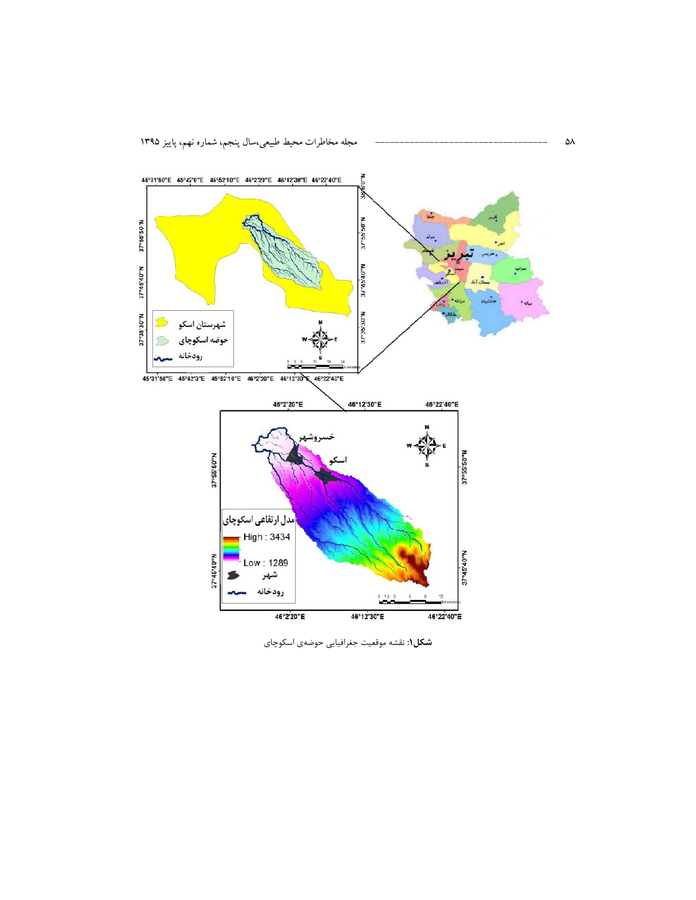شکل۱: نقشه موقعیت جغرافیایی حوضه‌ی اسکوچای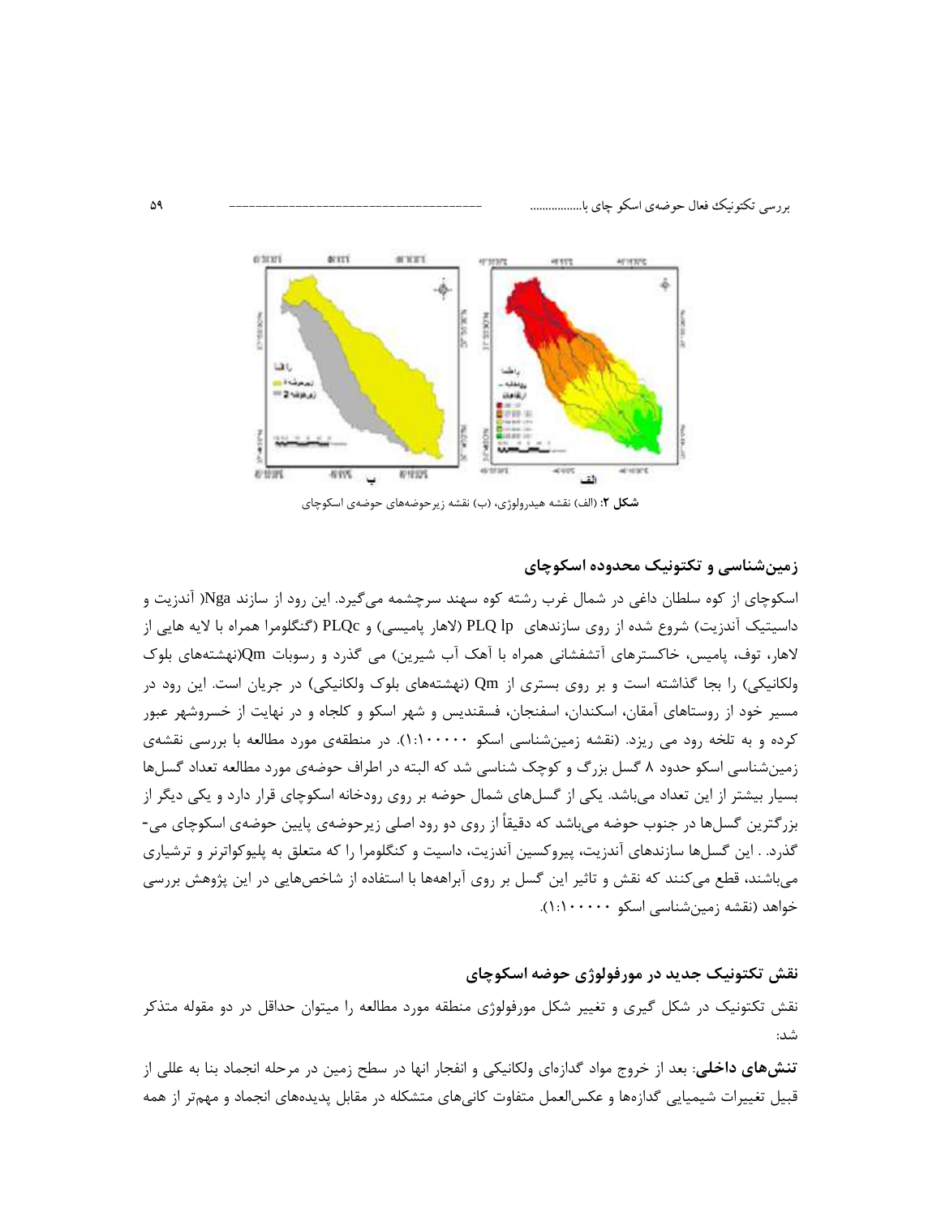**شکل ۲:** (الف) نقشه هیدرولوژی، (ب) نقشه زیرحوضه‌های حوضه‌ی اسکوچای

## زمین‌شناسی و تکتونیک محدوده اسکوچای

اسکوچای از کوه سلطان داغی در شمال غرب رشته کوه سهند سرچشمه می‌گیرد. این رود از سازند Nga( آندزیت و داسیتیک آندزیت) شروع شده از روی سازندهای PLQ lp (لاهار پامیسی) و PLQc (گنگلومرا همراه با لایه هایی از لاهار، توف، پامیس، خاکسترهای آتشفشانی همراه با آهک آب شیرین) می گذرد و رسوبات Qm(نهشته‌های بلوک ولکانیکی) را بجا گذاشته است و بر روی بستری از Qm (نهشته‌های بلوک ولکانیکی) در جریان است. این رود در مسیر خود از روستاهای آمقان، اسکندان، اسفنجان، فسقندیس و شهر اسکو و کلجاه و در نهایت از خسروشهر عبور کرده و به تلخه رود می ریزد. (نقشه زمین‌شناسی اسکو ۱:۱۰۰۰۰۰). در منطقه‌ی مورد مطالعه با بررسی نقشه‌ی زمین‌شناسی اسکو حدود ۸ گسل بزرگ و کوچک شناسی شد که البته در اطراف حوضه‌ی مورد مطالعه تعداد گسل‌ها بسیار بیشتر از این تعداد می‌باشد. یکی از گسل‌های شمال حوضه بر روی رودخانه اسکوچای قرار دارد و یکی دیگر از بزرگترین گسل‌ها در جنوب حوضه می‌باشد که دقیقاً از روی دو رود اصلی زیرحوضه‌ی پایین حوضه‌ی اسکوچای می‌گذرد. . این گسل‌ها سازندهای آندزیت، پیروکسین آندزیت، داسیت و کنگلومرا را که متعلق به پلیوکواترنر و ترشیاری می‌باشند، قطع می‌کنند که نقش و تاثیر این گسل بر روی آبراهه‌ها با استفاده از شاخص‌هایی در این پژوهش بررسی خواهد (نقشه زمین‌شناسی اسکو ۱:۱۰۰۰۰۰).

## نقش تکتونیک جدید در مورفولوژی حوضه اسکوچای

نقش تکتونیک در شکل گیری و تغییر شکل مورفولوژی منطقه مورد مطالعه را میتوان حداقل در دو مقوله متذکر شد:

**تنش‌های داخلی**: بعد از خروج مواد گدازه‌ای ولکانیکی و انفجار انها در سطح زمین در مرحله انجماد بنا به عللی از قبیل تغییرات شیمیایی گدازه‌ها و عکس‌العمل متفاوت کانی‌های متشکله در مقابل پدیده‌های انجماد و مهم‌تر از همه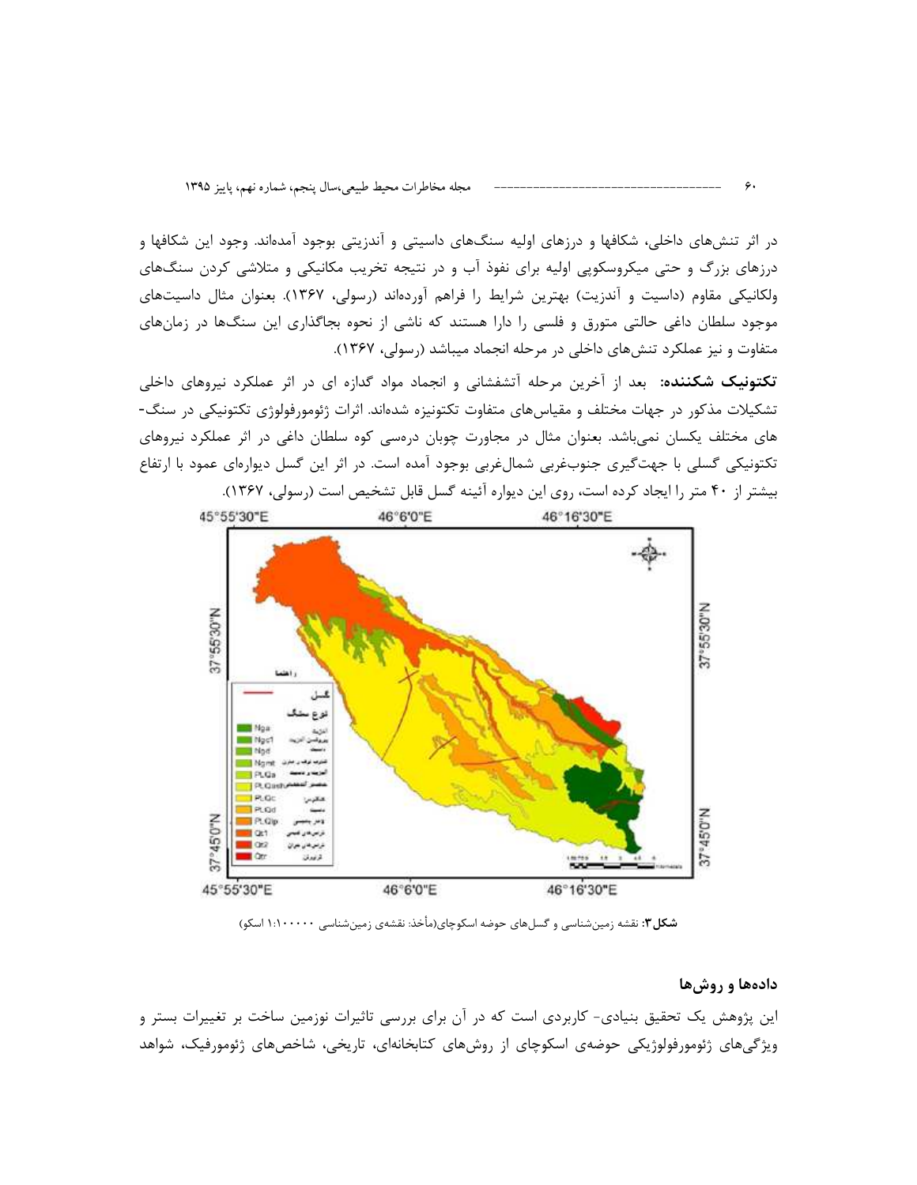در اثر تنش‌های داخلی، شکافها و درزهای اولیه سنگ‌های داسیتی و آندزیتی بوجود آمده‌اند. وجود این شکافها و درزهای بزرگ و حتی میکروسکوپی اولیه برای نفوذ آب و در نتیجه تخریب مکانیکی و متلاشی کردن سنگ‌های ولکانیکی مقاوم (داسیت و آندزیت) بهترین شرایط را فراهم آورده‌اند (رسولی، ۱۳۶۷). بعنوان مثال داسیت‌های موجود سلطان داغی حالتی متورق و فلسی را دارا هستند که ناشی از نحوه بجاگذاری این سنگ‌ها در زمان‌های متفاوت و نیز عملکرد تنش‌های داخلی در مرحله انجماد میباشد (رسولی، ۱۳۶۷).

**تکتونیک شکننده:** بعد از آخرین مرحله آتشفشانی و انجماد مواد گدازه ای در اثر عملکرد نیروهای داخلی تشکیلات مذکور در جهات مختلف و مقیاس‌های متفاوت تکتونیزه شده‌اند. اثرات ژئومورفولوژی تکتونیکی در سنگ-های مختلف یکسان نمی‌باشد. بعنوان مثال در مجاورت چوبان دره‌سی کوه سلطان داغی در اثر عملکرد نیروهای تکتونیکی گسلی با جهت‌گیری جنوب‌غربی شمال‌غربی بوجود آمده است. در اثر این گسل دیواره‌ای عمود با ارتفاع بیشتر از ۴۰ متر را ایجاد کرده است، روی این دیواره آئینه گسل قابل تشخیص است (رسولی، ۱۳۶۷).

**شکل۳:** نقشه زمین‌شناسی و گسل‌های حوضه اسکوچای(مأخذ: نقشه‌ی زمین‌شناسی ۱:۱۰۰۰۰۰ اسکو)

## داده‌ها و روش‌ها

این پژوهش یک تحقیق بنیادی- کاربردی است که در آن برای بررسی تاثیرات نوزمین ساخت بر تغییرات بستر و ویژگی‌های ژئومورفولوژیکی حوضه‌ی اسکوچای از روش‌های کتابخانه‌ای، تاریخی، شاخص‌های ژئومورفیک، شواهد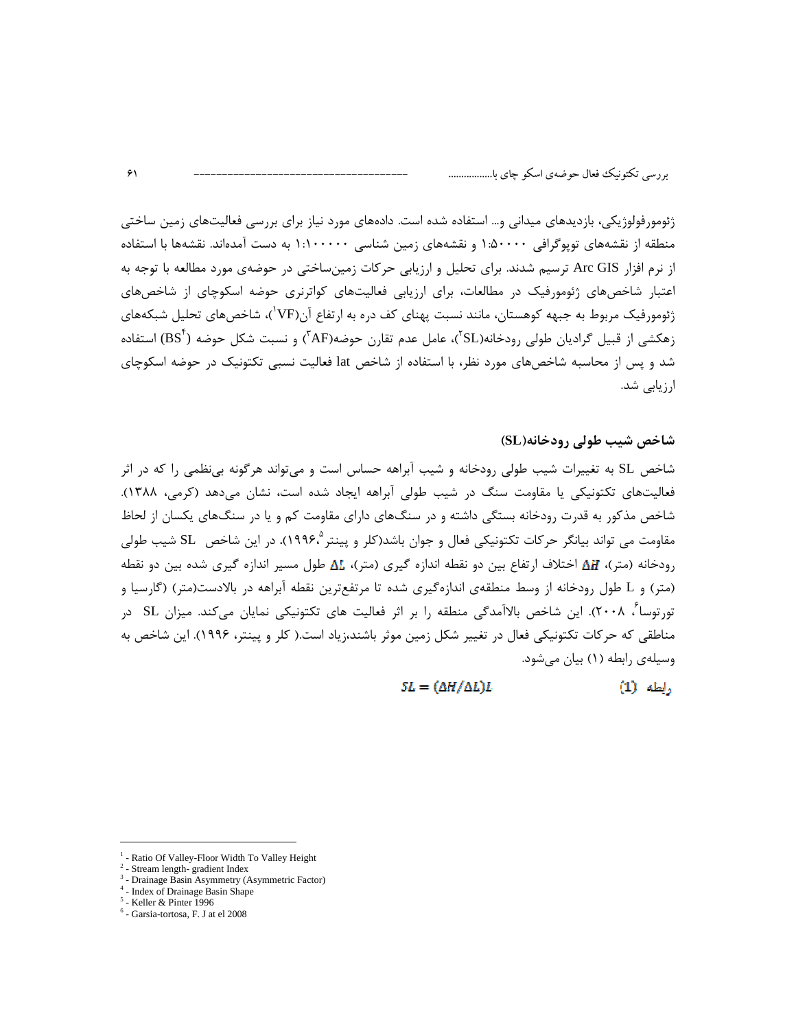ژئومورفولوژیکی، بازدیدهای میدانی و... استفاده شده است. داده‌های مورد نیاز برای بررسی فعالیت‌های زمین ساختی منطقه از نقشه‌های توپوگرافی ۱:۵۰۰۰۰ و نقشه‌های زمین شناسی ۱:۱۰۰۰۰۰ به دست آمده‌اند. نقشه‌ها با استفاده از نرم افزار Arc GIS ترسیم شدند. برای تحلیل و ارزیابی حرکات زمین‌ساختی در حوضه‌ی مورد مطالعه با توجه به اعتبار شاخص‌های ژئومورفیک در مطالعات، برای ارزیابی فعالیت‌های کواترنری حوضه اسکوچای از شاخص‌های ژئومورفیک مربوط به جبهه کوهستان، مانند نسبت پهنای کف دره به ارتفاع آن(VF[1])، شاخص‌های تحلیل شبکه‌های زهکشی از قبیل گرادیان طولی رودخانه(SL[2])، عامل عدم تقارن حوضه(AF[3]) و نسبت شکل حوضه (BS[4]) استفاده شد و پس از محاسبه شاخص‌های مورد نظر، با استفاده از شاخص lat فعالیت نسبی تکتونیک در حوضه اسکوچای ارزیابی شد.

### شاخص شیب طولی رودخانه(SL)

شاخص SL به تغییرات شیب طولی رودخانه و شیب آبراهه حساس است و می‌تواند هرگونه بی‌نظمی را که در اثر فعالیت‌های تکتونیکی یا مقاومت سنگ در شیب طولی آبراهه ایجاد شده است، نشان می‌دهد (کرمی، ۱۳۸۸). شاخص مذکور به قدرت رودخانه بستگی داشته و در سنگ‌های دارای مقاومت کم و یا در سنگ‌های یکسان از لحاظ مقاومت می تواند بیانگر حرکات تکتونیکی فعال و جوان باشد(کلر و پینتر[5]،۱۹۹۶). در این شاخص SL شیب طولی رودخانه (متر)، $\Delta H$ اختلاف ارتفاع بین دو نقطه اندازه گیری (متر)، $\Delta L$ طول مسیر اندازه گیری شده بین دو نقطه (متر) و L طول رودخانه از وسط منطقه‌ی اندازه‌گیری شده تا مرتفع‌ترین نقطه آبراهه در بالادست(متر) (گارسیا و تورتوسا[6]، ۲۰۰۸). این شاخص بالاآمدگی منطقه را بر اثر فعالیت های تکتونیکی نمایان می‌کند. میزان SL در مناطقی که حرکات تکتونیکی فعال در تغییر شکل زمین موثر باشند،زیاد است.( کلر و پینتر، ۱۹۹۶). این شاخص به وسیله‌ی رابطه (۱) بیان می‌شود.

رابطه (1)

$$SL = (\Delta H/\Delta L)L$$

---

[1] - Ratio Of Valley-Floor Width To Valley Height
[2] - Stream length- gradient Index
[3] - Drainage Basin Asymmetry (Asymmetric Factor)
[4] - Index of Drainage Basin Shape
[5] - Keller & Pinter 1996
[6] - Garsia-tortosa, F. J at el 2008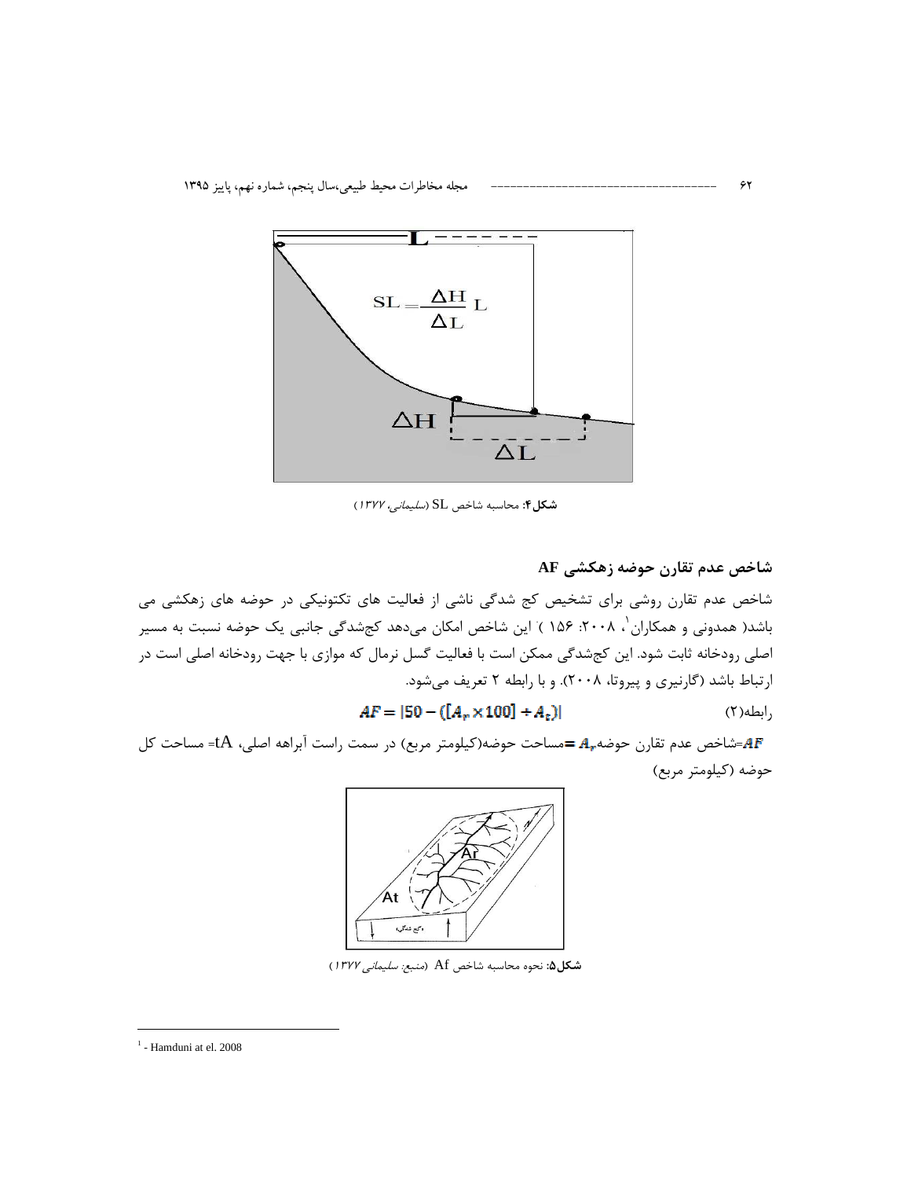شکل۴: محاسبه شاخص SL (*سلیمانی، ۱۳۷۷*)

## شاخص عدم تقارن حوضه زهکشی AF

شاخص عدم تقارن روشی برای تشخیص کج شدگی ناشی از فعالیت های تکتونیکی در حوضه های زهکشی می باشد( همدونی و همکاران[1]، ۲۰۰۸: ۱۵۶ ) این شاخص امکان می‌دهد کج‌شدگی جانبی یک حوضه نسبت به مسیر اصلی رودخانه ثابت شود. این کج‌شدگی ممکن است با فعالیت گسل نرمال که موازی با جهت رودخانه اصلی است در ارتباط باشد (گارنیری و پیروتا، ۲۰۰۸). و با رابطه ۲ تعریف می‌شود.

رابطه(۲) $$AF = |50 - ([A_r \times 100] + A_t)|$$

$AF$=شاخص عدم تقارن حوضه $A_r$ =مساحت حوضه(کیلومتر مربع) در سمت راست آبراهه اصلی، tA= مساحت کل حوضه (کیلومتر مربع)

شکل۵: نحوه محاسبه شاخص Af (*منبع: سلیمانی ۱۳۷۷*)

[1] - Hamduni at el. 2008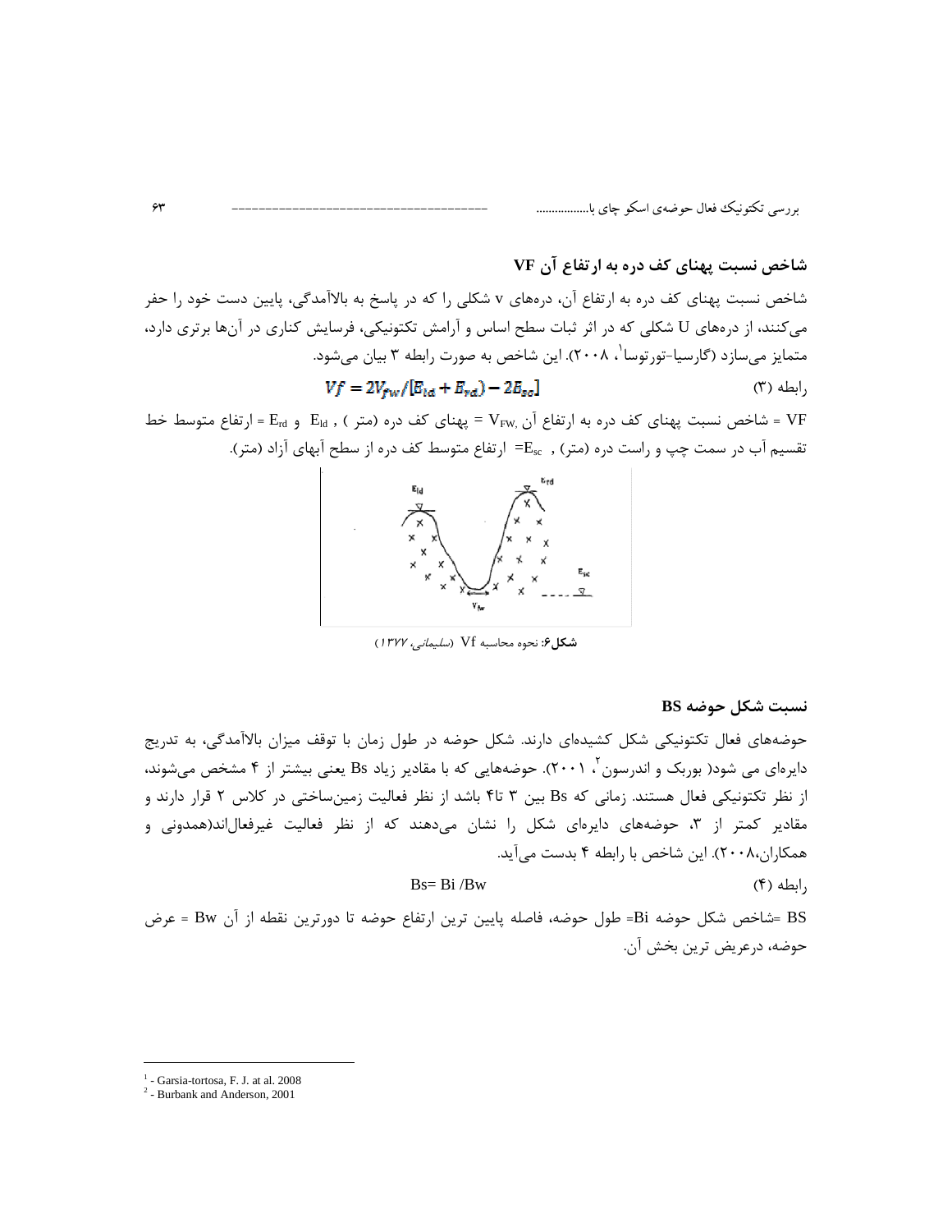## شاخص نسبت پهنای کف دره به ارتفاع آن VF

شاخص نسبت پهنای کف دره به ارتفاع آن، دره‌های v شکلی را که در پاسخ به بالاآمدگی، پایین دست خود را حفر می‌کنند، از دره‌های U شکلی که در اثر ثبات سطح اساس و آرامش تکتونیکی، فرسایش کناری در آن‌ها برتری دارد، متمایز می‌سازد (گارسیا-تورتوسا[1]، ۲۰۰۸). این شاخص به صورت رابطه ۳ بیان می‌شود.

$$Vf = 2V_{fw}/[E_{ld} + E_{rd}) - 2E_{sc}]$$ رابطه (۳)

VF = شاخص نسبت پهنای کف دره به ارتفاع آن $V_{FW}$ = پهنای کف دره (متر) , $E_{ld}$ و $E_{rd}$ = ارتفاع متوسط خط تقسیم آب در سمت چپ و راست دره (متر) , $E_{sc}$= ارتفاع متوسط کف دره از سطح آبهای آزاد (متر).

**شکل۶:** نحوه محاسبه Vf (*سلیمانی، ۱۳۷۷*)

## نسبت شکل حوضه BS

حوضه‌های فعال تکتونیکی شکل کشیده‌ای دارند. شکل حوضه در طول زمان با توقف میزان بالاآمدگی، به تدریج دایره‌ای می شود( بوربک و اندرسون[2]، ۲۰۰۱). حوضه‌هایی که با مقادیر زیاد Bs یعنی بیشتر از ۴ مشخص می‌شوند، از نظر تکتونیکی فعال هستند. زمانی که Bs بین ۳ تا۴ باشد از نظر فعالیت زمین‌ساختی در کلاس ۲ قرار دارند و مقادیر کمتر از ۳، حوضه‌های دایره‌ای شکل را نشان می‌دهند که از نظر فعالیت غیرفعال‌اند(همدونی و همکاران،۲۰۰۸). این شاخص با رابطه ۴ بدست می‌آید.

$$Bs= Bi /Bw$$ رابطه (۴)

BS =شاخص شکل حوضه Bi= طول حوضه، فاصله پایین ترین ارتفاع حوضه تا دورترین نقطه از آن Bw = عرض حوضه، درعریض ترین بخش آن.

---

[1] - Garsia-tortosa, F. J. at al. 2008

[2] - Burbank and Anderson, 2001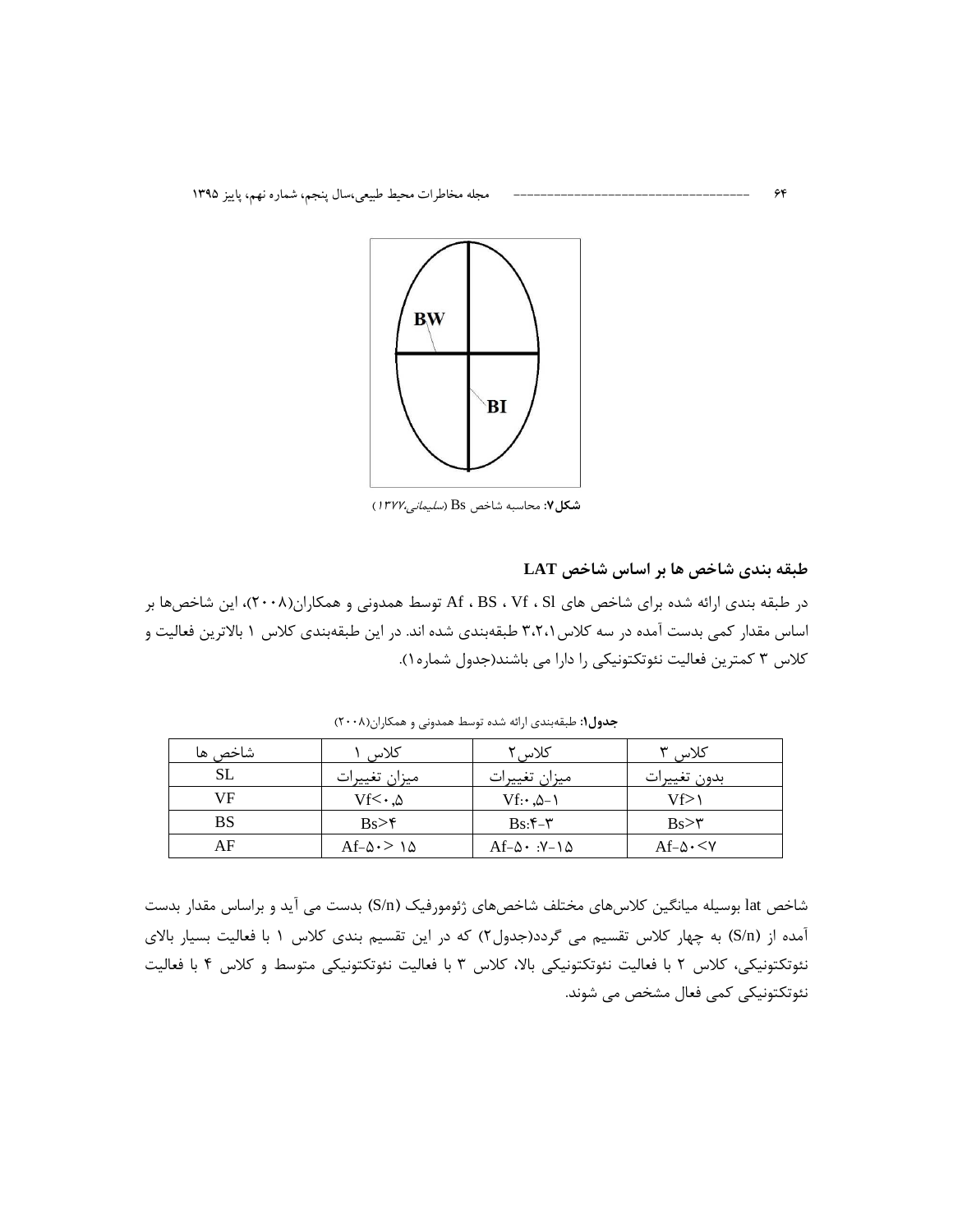**شکل۷:** محاسبه شاخص Bs (*سلیمانی،۱۳۷۷*)

## طبقه بندی شاخص ها بر اساس شاخص LAT

در طبقه بندی ارائه شده برای شاخص های Af ، BS ، Vf ، Sl توسط همدونی و همکاران(۲۰۰۸)، این شاخص‌ها بر اساس مقدار کمی بدست آمده در سه کلاس۳،۲،۱ طبقه‌بندی شده اند. در این طبقه‌بندی کلاس ۱ بالاترین فعالیت و کلاس ۳ کمترین فعالیت نئوتکتونیکی را دارا می باشند(جدول شماره۱).

**جدول۱:** طبقه‌بندی ارائه شده توسط همدونی و همکاران(۲۰۰۸)

| شاخص ها | کلاس ۱ | کلاس۲ | کلاس ۳ |
|---|---|---|---|
| SL | میزان تغییرات | میزان تغییرات | بدون تغییرات |
| VF | Vf<۰,۵ | Vf:۰,۵-۱ | Vf>۱ |
| BS | Bs>۴ | Bs:۴-۳ | Bs>۳ |
| AF | Af-۵۰> ۱۵ | Af-۵۰ :۷-۱۵ | Af-۵۰<۷ |

شاخص lat بوسیله میانگین کلاس‌های مختلف شاخص‌های ژئومورفیک (S/n) بدست می آید و براساس مقدار بدست آمده از (S/n) به چهار کلاس تقسیم می گردد(جدول۲) که در این تقسیم بندی کلاس ۱ با فعالیت بسیار بالای نئوتکتونیکی، کلاس ۲ با فعالیت نئوتکتونیکی بالا، کلاس ۳ با فعالیت نئوتکتونیکی متوسط و کلاس ۴ با فعالیت نئوتکتونیکی کمی فعال مشخص می شوند.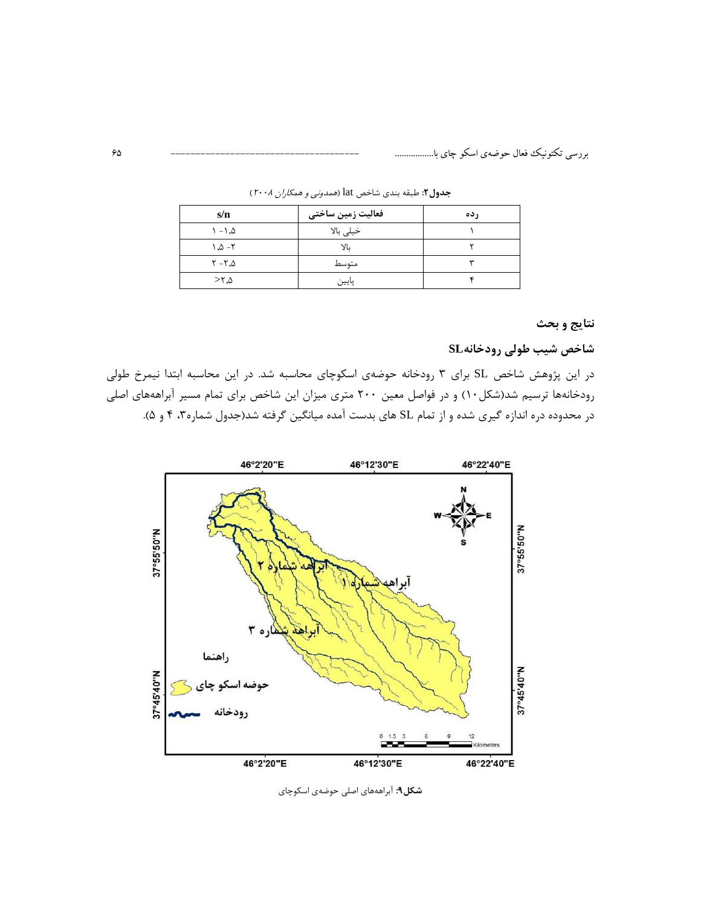**جدول۲**: طبقه بندی شاخص lat (*همدونی و همکاران ۲۰۰۸*)

| رده | فعالیت زمین ساختی | s/n |
|---|---|---|
| ۱ | خیلی بالا | ۱-۱،۵ |
| ۲ | بالا | ۱،۵-۲ |
| ۳ | متوسط | ۲-۲،۵ |
| ۴ | پایین | >۲،۵ |

## نتایج و بحث

### شاخص شیب طولی رودخانهSL

در این پژوهش شاخص SL برای ۳ رودخانه حوضه‌ی اسکوچای محاسبه شد. در این محاسبه ابتدا نیمرخ طولی رودخانه‌ها ترسیم شد(شکل۱۰) و در فواصل معین ۲۰۰ متری میزان این شاخص برای تمام مسیر آبراهه‌های اصلی در محدوده دره اندازه گیری شده و از تمام SL های بدست آمده میانگین گرفته شد(جدول شماره۳، ۴ و ۵).

**شکل۹**: آبراهه‌های اصلی حوضه‌ی اسکوچای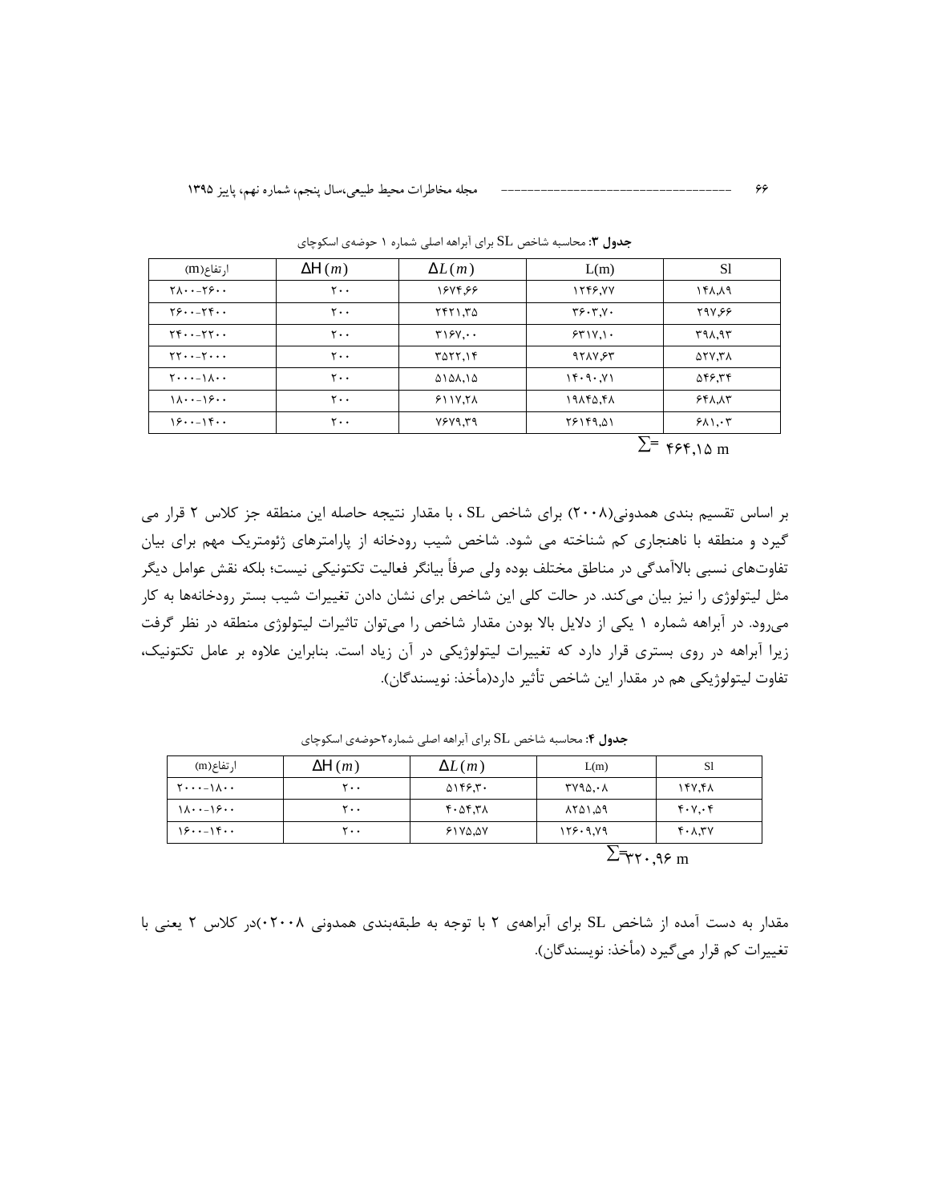**جدول ۳:** محاسبه شاخص SL برای آبراهه اصلی شماره ۱ حوضه‌ی اسکوچای

| ارتفاع(m) | $\Delta H(m)$ | $\Delta L(m)$ | L(m) | Sl |
|---|---|---|---|---|
| ۲۸۰۰-۲۶۰۰ | ۲۰۰ | ۱۶۷۴,۶۶ | ۱۲۴۶,۷۷ | ۱۴۸,۸۹ |
| ۲۶۰۰-۲۴۰۰ | ۲۰۰ | ۲۴۲۱,۳۵ | ۳۶۰۳,۷۰ | ۲۹۷,۶۶ |
| ۲۴۰۰-۲۲۰۰ | ۲۰۰ | ۳۱۶۷,۰۰ | ۶۳۱۷,۱۰ | ۳۹۸,۹۳ |
| ۲۲۰۰-۲۰۰۰ | ۲۰۰ | ۳۵۲۲,۱۴ | ۹۲۸۷,۶۳ | ۵۲۷,۳۸ |
| ۲۰۰۰-۱۸۰۰ | ۲۰۰ | ۵۱۵۸,۱۵ | ۱۴۰۹۰,۷۱ | ۵۴۶,۳۴ |
| ۱۸۰۰-۱۶۰۰ | ۲۰۰ | ۶۱۱۷,۲۸ | ۱۹۸۴۵,۴۸ | ۶۴۸,۸۳ |
| ۱۶۰۰-۱۴۰۰ | ۲۰۰ | ۷۶۷۹,۳۹ | ۲۶۱۴۹,۵۱ | ۶۸۱,۰۳ |

$\sum=$ ۴۶۴,۱۵ m

بر اساس تقسیم بندی همدونی(۲۰۰۸) برای شاخص SL ، با مقدار نتیجه حاصله این منطقه جز کلاس ۲ قرار می گیرد و منطقه با ناهنجاری کم شناخته می شود. شاخص شیب رودخانه از پارامترهای ژئومتریک مهم برای بیان تفاوت‌های نسبی بالاآمدگی در مناطق مختلف بوده ولی صرفاً بیانگر فعالیت تکتونیکی نیست؛ بلکه نقش عوامل دیگر مثل لیتولوژی را نیز بیان می‌کند. در حالت کلی این شاخص برای نشان دادن تغییرات شیب بستر رودخانه‌ها به کار می‌رود. در آبراهه شماره ۱ یکی از دلایل بالا بودن مقدار شاخص را می‌توان تاثیرات لیتولوژی منطقه در نظر گرفت زیرا آبراهه در روی بستری قرار دارد که تغییرات لیتولوژیکی در آن زیاد است. بنابراین علاوه بر عامل تکتونیک، تفاوت لیتولوژیکی هم در مقدار این شاخص تأثیر دارد(مأخذ: نویسندگان).

**جدول ۴:** محاسبه شاخص SL برای آبراهه اصلی شماره۲حوضه‌ی اسکوچای

| ارتفاع(m) | $\Delta H(m)$ | $\Delta L(m)$ | L(m) | Sl |
|---|---|---|---|---|
| ۲۰۰۰-۱۸۰۰ | ۲۰۰ | ۵۱۴۶,۳۰ | ۳۷۹۵,۰۸ | ۱۴۷,۴۸ |
| ۱۸۰۰-۱۶۰۰ | ۲۰۰ | ۴۰۵۴,۳۸ | ۸۲۵۱,۵۹ | ۴۰۷,۰۴ |
| ۱۶۰۰-۱۴۰۰ | ۲۰۰ | ۶۱۷۵,۵۷ | ۱۲۶۰۹,۷۹ | ۴۰۸,۳۷ |

$\sum=$ ۳۲۰,۹۶ m

مقدار به دست آمده از شاخص SL برای آبراهه‌ی ۲ با توجه به طبقه‌بندی همدونی ۲۰۰۸)در کلاس ۲ یعنی با تغییرات کم قرار می‌گیرد (مأخذ: نویسندگان).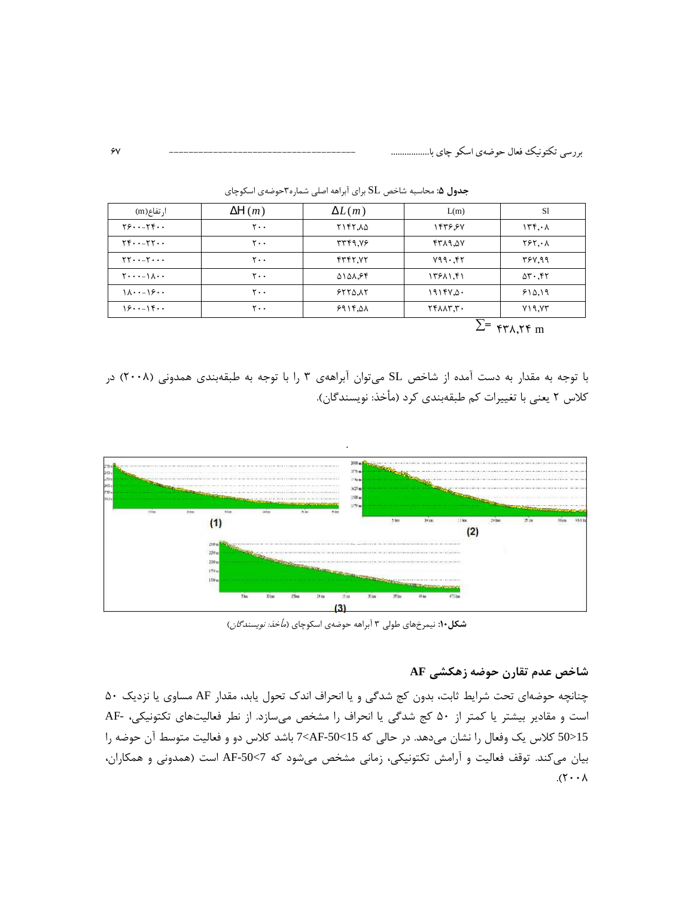**جدول ۵:** محاسبه شاخص SL برای آبراهه اصلی شماره۳حوضه‌ی اسکوچای

| ارتفاع(m) | $\Delta H\,(m)$ | $\Delta L\,(m)$ | L(m) | Sl |
|---|---|---|---|---|
| ۲۶۰۰-۲۴۰۰ | ۲۰۰ | ۲۱۴۲,۸۵ | ۱۴۳۶,۶۷ | ۱۳۴,۰۸ |
| ۲۴۰۰-۲۲۰۰ | ۲۰۰ | ۳۳۴۹,۷۶ | ۴۳۸۹,۵۷ | ۲۶۲,۰۸ |
| ۲۲۰۰-۲۰۰۰ | ۲۰۰ | ۴۳۴۲,۷۲ | ۷۹۹۰,۴۲ | ۳۶۷,۹۹ |
| ۲۰۰۰-۱۸۰۰ | ۲۰۰ | ۵۱۵۸,۶۴ | ۱۳۶۸۱,۴۱ | ۵۳۰,۴۲ |
| ۱۸۰۰-۱۶۰۰ | ۲۰۰ | ۶۲۲۵,۸۲ | ۱۹۱۴۷,۵۰ | ۶۱۵,۱۹ |
| ۱۶۰۰-۱۴۰۰ | ۲۰۰ | ۶۹۱۴,۵۸ | ۲۴۸۸۳,۳۰ | ۷۱۹,۷۳ |

$\sum=$ ۴۳۸,۲۴ m

با توجه به مقدار به دست آمده از شاخص SL می‌توان آبراهه‌ی ۳ را با توجه به طبقه‌بندی همدونی (۲۰۰۸) در کلاس ۲ یعنی با تغییرات کم طبقه‌بندی کرد (مأخذ: نویسندگان).

**شکل۱۰:** نیمرخ‌های طولی ۳ آبراهه حوضه‌ی اسکوچای (*مأخذ: نویسندگان*)

## شاخص عدم تقارن حوضه زهکشی AF

چنانچه حوضه‌ای تحت شرایط ثابت، بدون کج شدگی و یا انحراف اندک تحول یابد، مقدار AF مساوی یا نزدیک ۵۰ است و مقادیر بیشتر یا کمتر از ۵۰ کج شدگی یا انحراف را مشخص می‌سازد. از نظر فعالیت‌های تکتونیکی، AF-50>15 کلاس یک وفعال را نشان می‌دهد. در حالی که 7<AF-50<15 باشد کلاس دو و فعالیت متوسط آن حوضه را بیان می‌کند. توقف فعالیت و آرامش تکتونیکی، زمانی مشخص می‌شود که AF-50<7 است (همدونی و همکاران، ۲۰۰۸).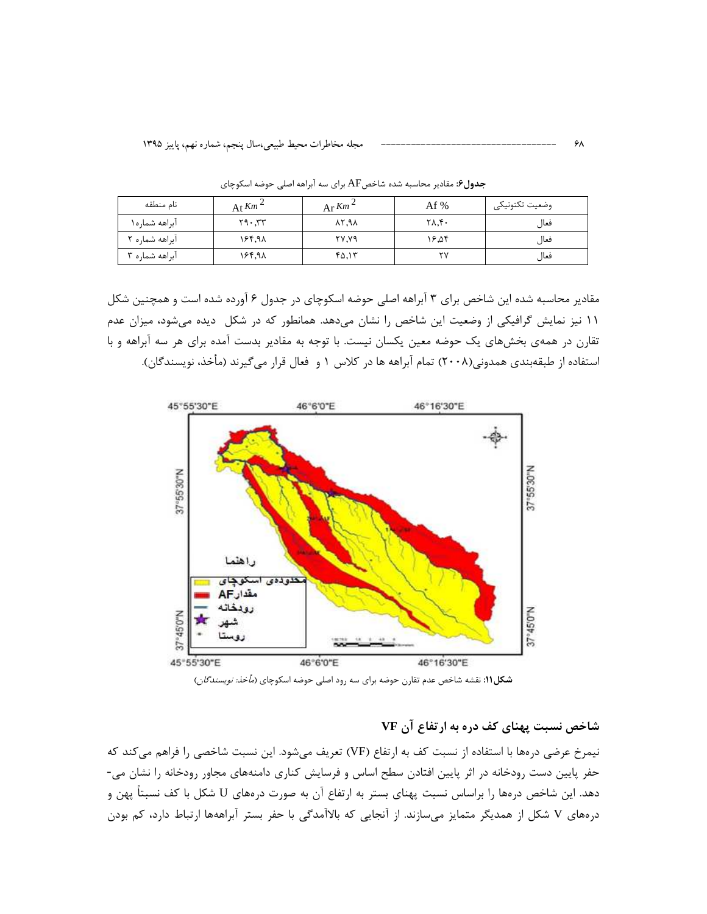**جدول۶:** مقادیر محاسبه شده شاخص AF برای سه آبراهه اصلی حوضه اسکوچای

| نام منطقه | At $Km^2$ | Ar $Km^2$ | Af % | وضعیت تکتونیکی |
|---|---|---|---|---|
| آبراهه شماره۱ | ۲۹۰،۳۳ | ۸۲،۹۸ | ۲۸،۴۰ | فعال |
| آبراهه شماره ۲ | ۱۶۴،۹۸ | ۲۷،۷۹ | ۱۶،۵۴ | فعال |
| آبراهه شماره ۳ | ۱۶۴،۹۸ | ۴۵،۱۳ | ۲۷ | فعال |

مقادیر محاسبه شده این شاخص برای ۳ آبراهه اصلی حوضه اسکوچای در جدول ۶ آورده شده است و همچنین شکل ۱۱ نیز نمایش گرافیکی از وضعیت این شاخص را نشان می‌دهد. همانطور که در شکل دیده می‌شود، میزان عدم تقارن در همه‌ی بخش‌های یک حوضه معین یکسان نیست. با توجه به مقادیر بدست آمده برای هر سه آبراهه و با استفاده از طبقه‌بندی همدونی(۲۰۰۸) تمام آبراهه ها در کلاس ۱ و فعال قرار می‌گیرند (مأخذ، نویسندگان).

**شکل۱۱:** نقشه شاخص عدم تقارن حوضه برای سه رود اصلی حوضه اسکوچای (*مأخذ: نویسندگان*)

## شاخص نسبت پهنای کف دره به ارتفاع آن VF

نیمرخ عرضی دره‌ها با استفاده از نسبت کف به ارتفاع (VF) تعریف می‌شود. این نسبت شاخصی را فراهم می‌کند که حفر پایین دست رودخانه در اثر پایین افتادن سطح اساس و فرسایش کناری دامنه‌های مجاور رودخانه را نشان می‌دهد. این شاخص دره‌ها را براساس نسبت پهنای بستر به ارتفاع آن به صورت دره‌های U شکل با کف نسبتاً پهن و دره‌های V شکل از همدیگر متمایز می‌سازند. از آنجایی که بالاآمدگی با حفر بستر آبراهه‌ها ارتباط دارد، کم بودن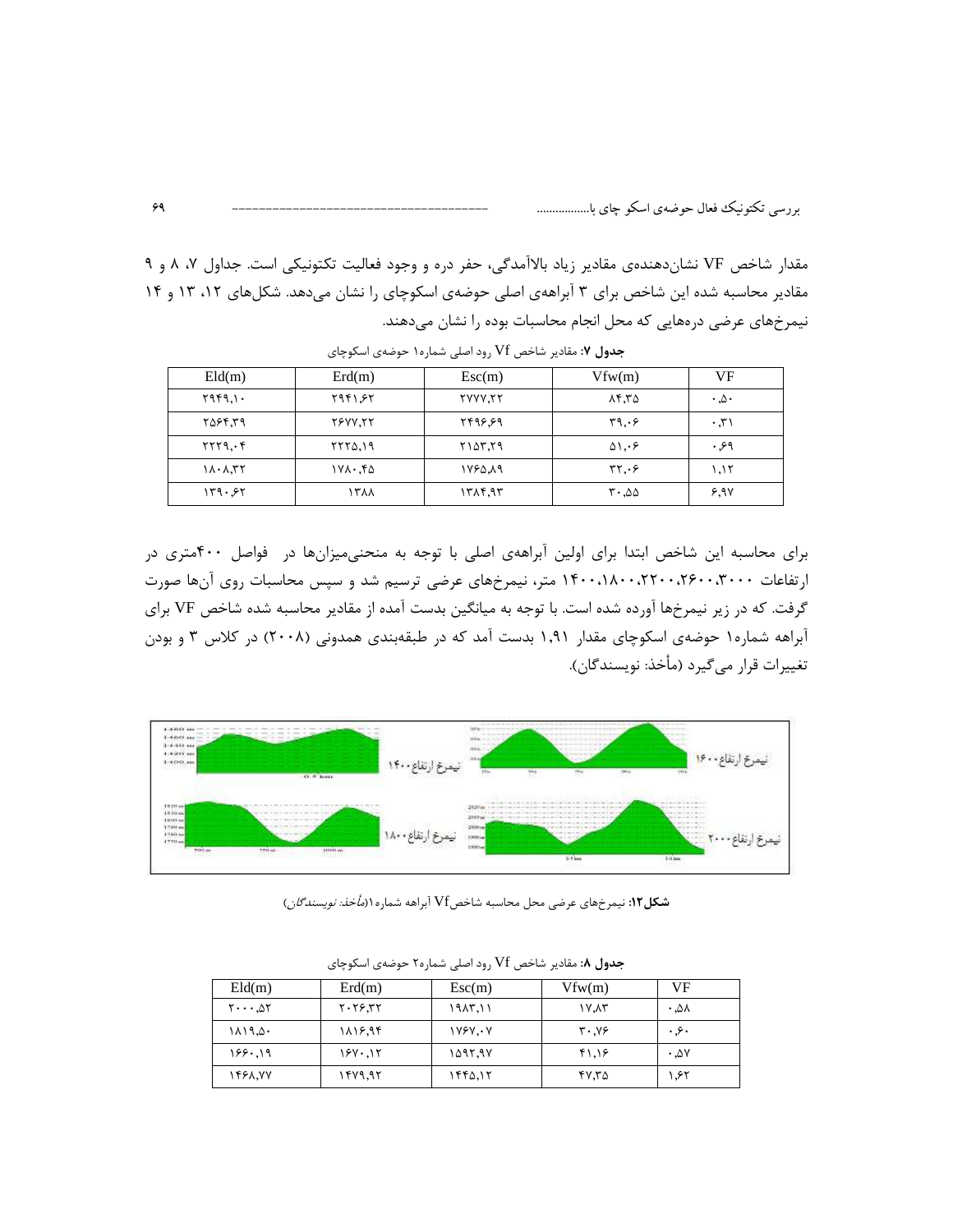مقدار شاخص VF نشان‌دهنده‌ی مقادیر زیاد بالاآمدگی، حفر دره و وجود فعالیت تکتونیکی است. جداول ۷، ۸ و ۹ مقادیر محاسبه شده این شاخص برای ۳ آبراهه‌ی اصلی حوضه‌ی اسکوچای را نشان می‌دهد. شکل‌های ۱۲، ۱۳ و ۱۴ نیمرخ‌های عرضی دره‌هایی که محل انجام محاسبات بوده را نشان می‌دهند.

**جدول ۷:** مقادیر شاخص Vf رود اصلی شماره۱ حوضه‌ی اسکوچای

| Eld(m) | Erd(m) | Esc(m) | Vfw(m) | VF |
|---|---|---|---|---|
| ۲۹۴۹،۱۰ | ۲۹۴۱،۶۲ | ۲۷۷۷،۲۲ | ۸۴،۳۵ | ۰،۵۰ |
| ۲۵۶۴،۳۹ | ۲۶۷۷،۲۲ | ۲۴۹۶،۶۹ | ۳۹،۰۶ | ۰،۳۱ |
| ۲۲۲۹،۰۴ | ۲۲۲۵،۱۹ | ۲۱۵۳،۲۹ | ۵۱،۰۶ | ۰،۶۹ |
| ۱۸۰۸،۳۲ | ۱۷۸۰،۴۵ | ۱۷۶۵،۸۹ | ۳۲،۰۶ | ۱،۱۲ |
| ۱۳۹۰،۶۲ | ۱۳۸۸ | ۱۳۸۴،۹۳ | ۳۰،۵۵ | ۶،۹۷ |

برای محاسبه این شاخص ابتدا برای اولین آبراهه‌ی اصلی با توجه به منحنی‌میزان‌ها در فواصل ۴۰۰متری در ارتفاعات ۱۴۰۰،۱۸۰۰،۲۲۰۰،۲۶۰۰،۳۰۰۰ متر، نیمرخ‌های عرضی ترسیم شد و سپس محاسبات روی آن‌ها صورت گرفت. که در زیر نیمرخ‌ها آورده شده است. با توجه به میانگین بدست آمده از مقادیر محاسبه شده شاخص VF برای آبراهه شماره۱ حوضه‌ی اسکوچای مقدار ۱،۹۱ بدست آمد که در طبقه‌بندی همدونی (۲۰۰۸) در کلاس ۳ و بودن تغییرات قرار می‌گیرد (مأخذ: نویسندگان).

**شکل۱۲:** نیمرخ‌های عرضی محل محاسبه شاخصVf آبراهه شماره۱(*مأخذ: نویسندگان*)

**جدول ۸:** مقادیر شاخص Vf رود اصلی شماره۲ حوضه‌ی اسکوچای

| Eld(m) | Erd(m) | Esc(m) | Vfw(m) | VF |
|---|---|---|---|---|
| ۲۰۰۰،۵۲ | ۲۰۲۶،۳۲ | ۱۹۸۳،۱۱ | ۱۷،۸۳ | ۰،۵۸ |
| ۱۸۱۹،۵۰ | ۱۸۱۶،۹۴ | ۱۷۶۷،۰۷ | ۳۰،۷۶ | ۰،۶۰ |
| ۱۶۶۰،۱۹ | ۱۶۷۰،۱۲ | ۱۵۹۲،۹۷ | ۴۱،۱۶ | ۰،۵۷ |
| ۱۴۶۸،۷۷ | ۱۴۷۹،۹۲ | ۱۴۴۵،۱۲ | ۴۷،۳۵ | ۱،۶۲ |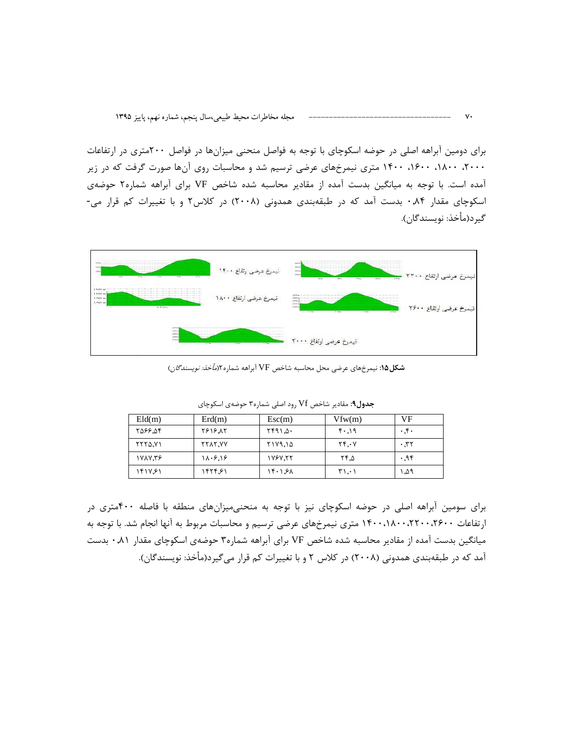برای دومین آبراهه اصلی در حوضه اسکوچای با توجه به فواصل منحنی میزان‌ها در فواصل ۲۰۰متری در ارتفاعات ۲۰۰۰، ۱۸۰۰، ۱۶۰۰، ۱۴۰۰ متری نیمرخ‌های عرضی ترسیم شد و محاسبات روی آن‌ها صورت گرفت که در زیر آمده است. با توجه به میانگین بدست آمده از مقادیر محاسبه شده شاخص VF برای آبراهه شماره۲ حوضه‌ی اسکوچای مقدار ۰٫۸۴ بدست آمد که در طبقه‌بندی همدونی (۲۰۰۸) در کلاس۲ و با تغییرات کم قرار می‌گیرد(مأخذ: نویسندگان).

**شکل۱۵:** نیمرخ‌های عرضی محل محاسبه شاخص VF آبراهه شماره۲(*مأخذ: نویسندگان*)

**جدول۹:** مقادیر شاخص Vf رود اصلی شماره۳ حوضه‌ی اسکوچای

| Eld(m) | Erd(m) | Esc(m) | Vfw(m) | VF |
|---|---|---|---|---|
| ۲۵۶۶٫۵۴ | ۲۶۱۶٫۸۲ | ۲۴۹۱٫۵۰ | ۴۰٫۱۹ | ۰٫۴۰ |
| ۲۲۲۵٫۷۱ | ۲۲۸۲٫۷۷ | ۲۱۷۹٫۱۵ | ۲۴٫۰۷ | ۰٫۳۲ |
| ۱۷۸۷٫۳۶ | ۱۸۰۶٫۱۶ | ۱۷۶۷٫۲۲ | ۲۴٫۵ | ۰٫۹۴ |
| ۱۴۱۷٫۶۱ | ۱۴۲۴٫۶۱ | ۱۴۰۱٫۶۸ | ۳۱٫۰۱ | ۱٫۵۹ |

برای سومین آبراهه اصلی در حوضه اسکوچای نیز با توجه به منحنی‌میزان‌های منطقه با فاصله ۴۰۰متری در ارتفاعات ۲۶۰۰،۲۲۰۰،۱۸۰۰،۱۴۰۰ متری نیمرخ‌های عرضی ترسیم و محاسبات مربوط به آنها انجام شد. با توجه به میانگین بدست آمده از مقادیر محاسبه شده شاخص VF برای آبراهه شماره۳ حوضه‌ی اسکوچای مقدار ۰٫۸۱ بدست آمد که در طبقه‌بندی همدونی (۲۰۰۸) در کلاس ۲ و با تغییرات کم قرار می‌گیرد(مأخذ: نویسندگان).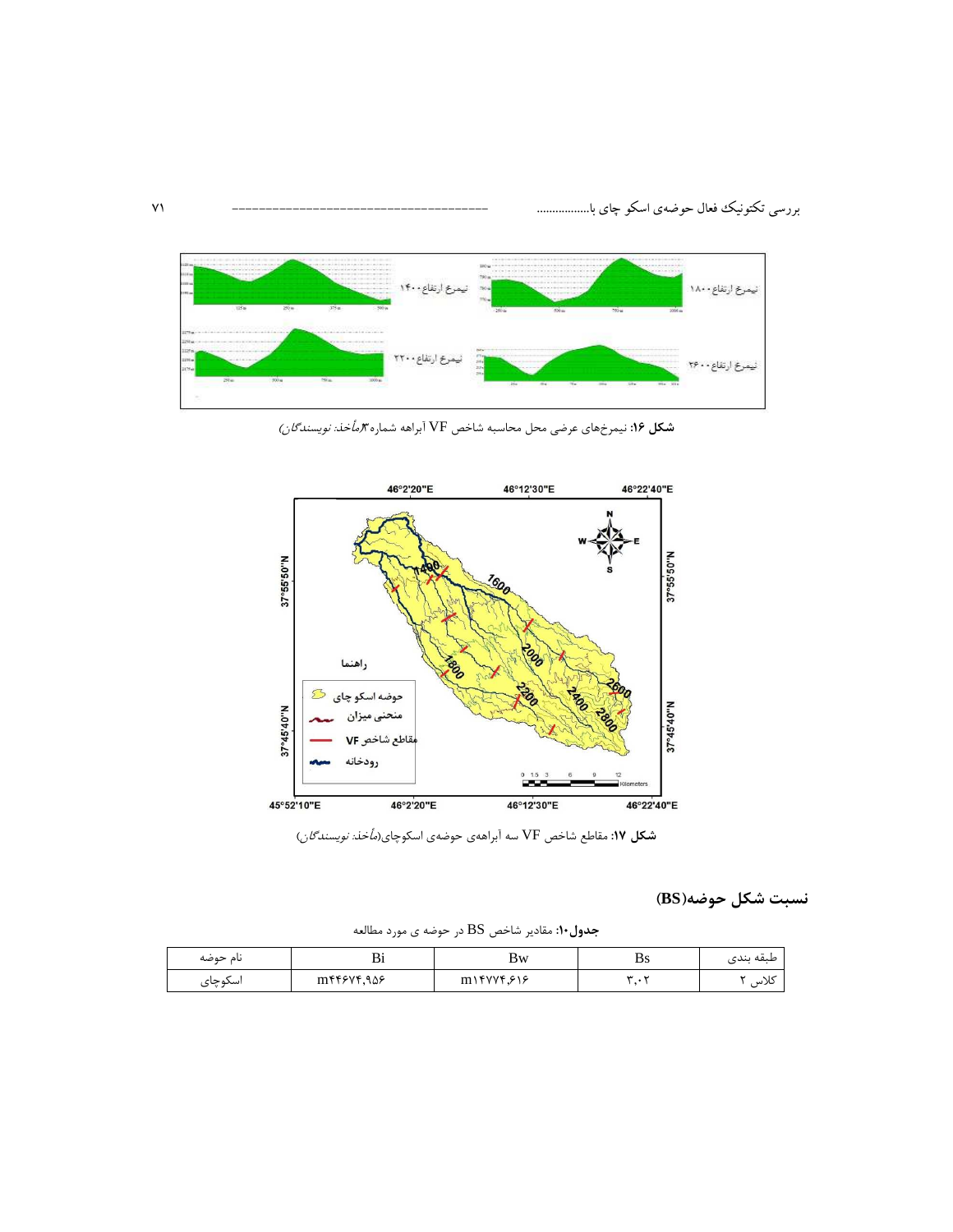**شکل ۱۶:** نیمرخ‌های عرضی محل محاسبه شاخص VF آبراهه شماره۳(*مأخذ: نویسندگان*)

**شکل ۱۷:** مقاطع شاخص VF سه آبراهه‌ی حوضه‌ی اسکوچای(*مأخذ: نویسندگان*)

## نسبت شکل حوضه(BS)

**جدول۱۰:** مقادیر شاخص BS در حوضه ی مورد مطالعه

| نام حوضه | Bi | Bw | Bs | طبقه بندی |
|---|---|---|---|---|
| اسکوچای | m۴۴۶۷۴،۹۵۶ | m۱۴۷۷۴،۶۱۶ | ۳،۰۲ | کلاس ۲ |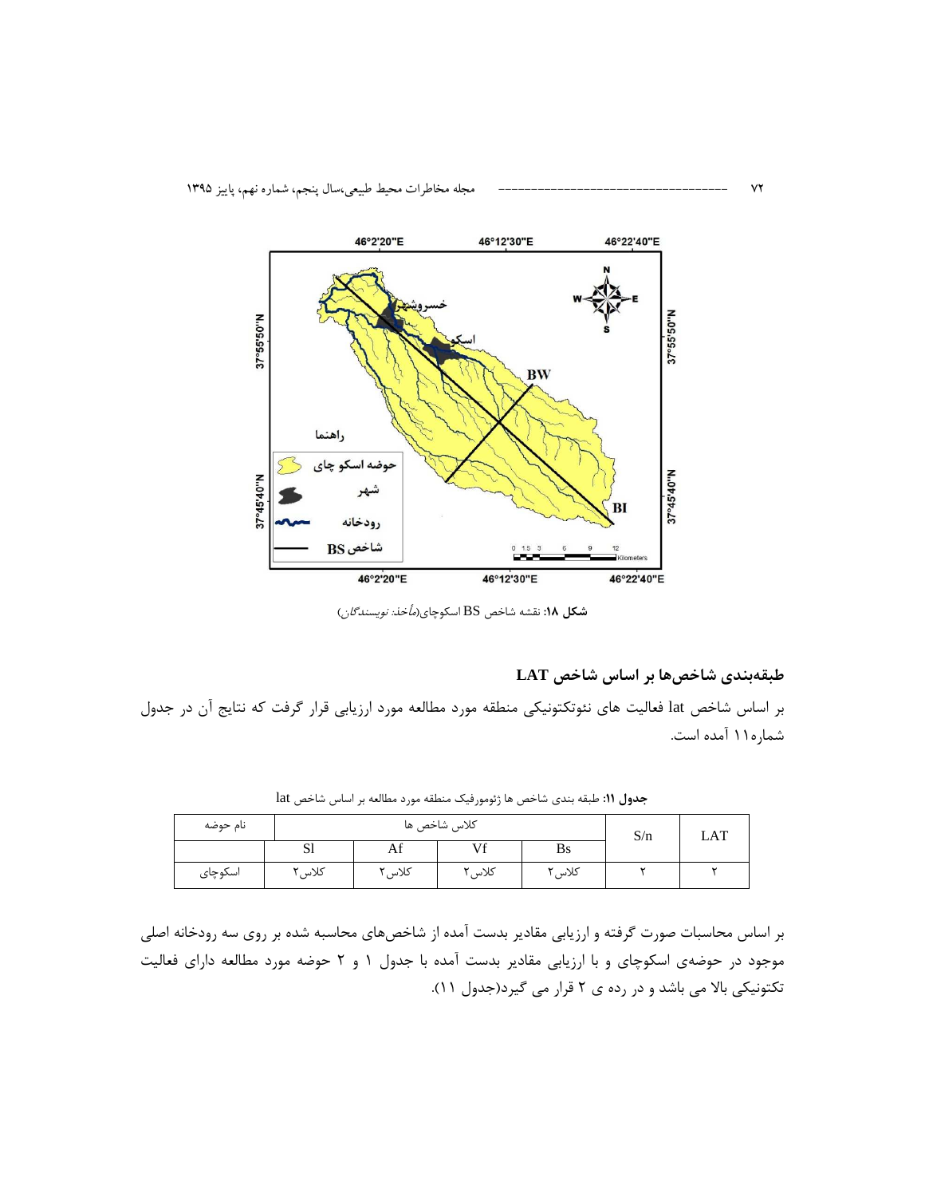شکل ۱۸: نقشه شاخص BS اسکوچای(*مأخذ نویسندگان*)

### طبقه‌بندی شاخص‌ها بر اساس شاخص LAT

بر اساس شاخص lat فعالیت های نئوتکتونیکی منطقه مورد مطالعه مورد ارزیابی قرار گرفت که نتایج آن در جدول شماره۱۱ آمده است.

**جدول ۱۱**: طبقه بندی شاخص ها ژئومورفیک منطقه مورد مطالعه بر اساس شاخص lat

| LAT | S/n | کلاس شاخص ها | | | | نام حوضه |
|---|---|---|---|---|---|---|
| | | Bs | Vf | Af | Sl | |
| ۲ | ۲ | کلاس۲ | کلاس۲ | کلاس۲ | کلاس۲ | اسکوچای |

بر اساس محاسبات صورت گرفته و ارزیابی مقادیر بدست آمده از شاخص‌های محاسبه شده بر روی سه رودخانه اصلی موجود در حوضه‌ی اسکوچای و با ارزیابی مقادیر بدست آمده با جدول ۱ و ۲ حوضه مورد مطالعه دارای فعالیت تکتونیکی بالا می باشد و در رده ی ۲ قرار می گیرد(جدول ۱۱).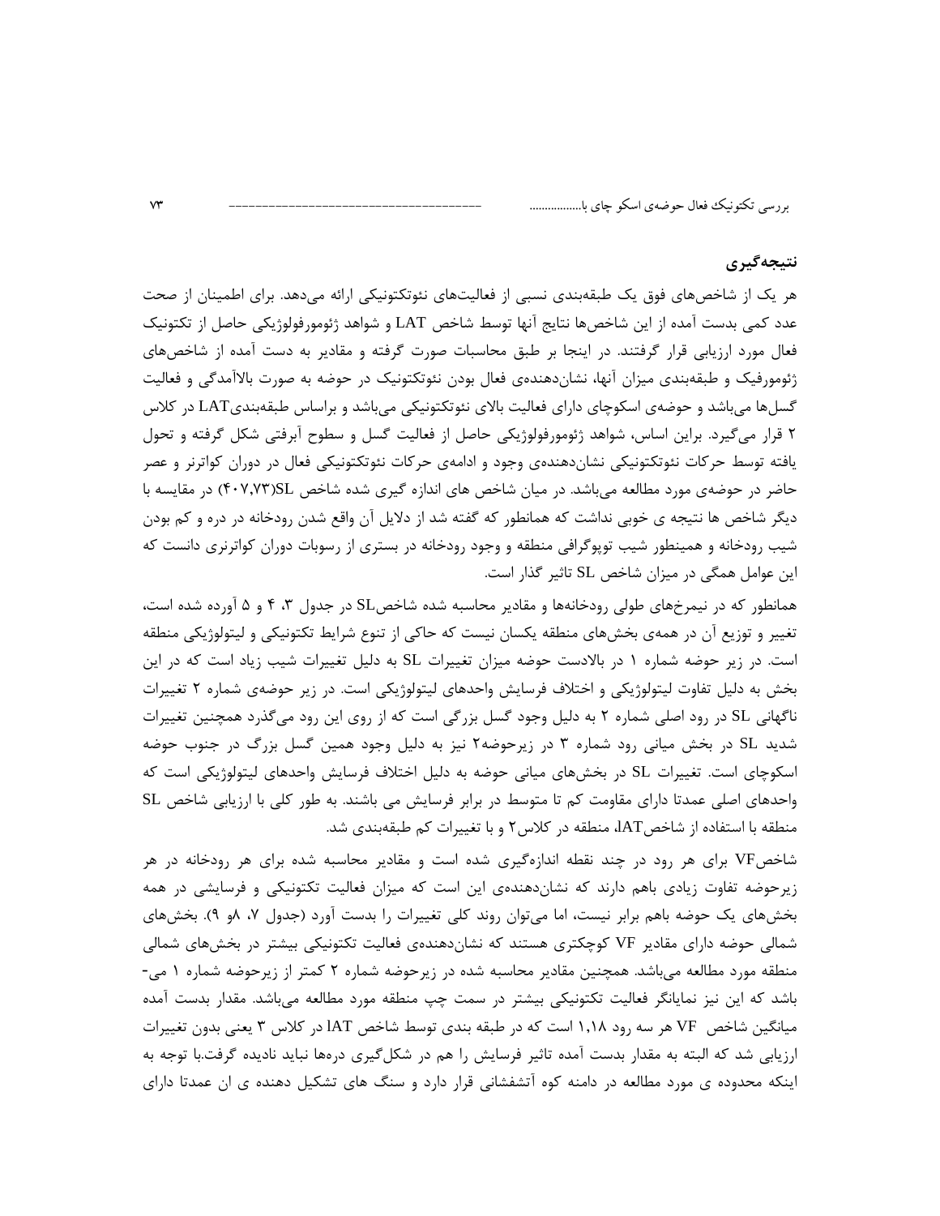## نتیجه‌گیری

هر یک از شاخص‌های فوق یک طبقه‌بندی نسبی از فعالیت‌های نئوتکتونیکی ارائه می‌دهد. برای اطمینان از صحت عدد کمی بدست آمده از این شاخص‌ها نتایج آنها توسط شاخص LAT و شواهد ژئومورفولوژیکی حاصل از تکتونیک فعال مورد ارزیابی قرار گرفتند. در اینجا بر طبق محاسبات صورت گرفته و مقادیر به دست آمده از شاخص‌های ژئومورفیک و طبقه‌بندی میزان آنها، نشان‌دهنده‌ی فعال بودن نئوتکتونیک در حوضه به صورت بالاآمدگی و فعالیت گسل‌ها می‌باشد و حوضه‌ی اسکوچای دارای فعالیت بالای نئوتکتونیکی می‌باشد و براساس طبقه‌بندیLAT در کلاس ۲ قرار می‌گیرد. براین اساس، شواهد ژئومورفولوژیکی حاصل از فعالیت گسل و سطوح آبرفتی شکل گرفته و تحول یافته توسط حرکات نئوتکتونیکی نشان‌دهنده‌ی وجود و ادامه‌ی حرکات نئوتکتونیکی فعال در دوران کواترنر و عصر حاضر در حوضه‌ی مورد مطالعه می‌باشد. در میان شاخص های اندازه گیری شده شاخص SL(۴۰۷،۷۳) در مقایسه با دیگر شاخص ها نتیجه ی خوبی نداشت که همانطور که گفته شد از دلایل آن واقع شدن رودخانه در دره و کم بودن شیب رودخانه و همینطور شیب توپوگرافی منطقه و وجود رودخانه در بستری از رسوبات دوران کواترنری دانست که این عوامل همگی در میزان شاخص SL تاثیر گذار است.

همانطور که در نیمرخ‌های طولی رودخانه‌ها و مقادیر محاسبه شده شاخصSL در جدول ۳، ۴ و ۵ آورده شده است، تغییر و توزیع آن در همه‌ی بخش‌های منطقه یکسان نیست که حاکی از تنوع شرایط تکتونیکی و لیتولوژیکی منطقه است. در زیر حوضه شماره ۱ در بالادست حوضه میزان تغییرات SL به دلیل تغییرات شیب زیاد است که در این بخش به دلیل تفاوت لیتولوژیکی و اختلاف فرسایش واحدهای لیتولوژیکی است. در زیر حوضه‌ی شماره ۲ تغییرات ناگهانی SL در رود اصلی شماره ۲ به دلیل وجود گسل بزرگی است که از روی این رود می‌گذرد همچنین تغییرات شدید SL در بخش میانی رود شماره ۳ در زیرحوضه۲ نیز به دلیل وجود همین گسل بزرگ در جنوب حوضه اسکوچای است. تغییرات SL در بخش‌های میانی حوضه به دلیل اختلاف فرسایش واحدهای لیتولوژیکی است که واحدهای اصلی عمدتا دارای مقاومت کم تا متوسط در برابر فرسایش می باشند. به طور کلی با ارزیابی شاخص SL منطقه با استفاده از شاخصIAT، منطقه در کلاس۲ و با تغییرات کم طبقه‌بندی شد.

شاخصVF برای هر رود در چند نقطه اندازه‌گیری شده است و مقادیر محاسبه شده برای هر رودخانه در هر زیرحوضه تفاوت زیادی باهم دارند که نشان‌دهنده‌ی این است که میزان فعالیت تکتونیکی و فرسایشی در همه بخش‌های یک حوضه باهم برابر نیست، اما می‌توان روند کلی تغییرات را بدست آورد (جدول ۷، ۸و ۹). بخش‌های شمالی حوضه دارای مقادیر VF کوچکتری هستند که نشان‌دهنده‌ی فعالیت تکتونیکی بیشتر در بخش‌های شمالی منطقه مورد مطالعه می‌باشد. همچنین مقادیر محاسبه شده در زیرحوضه شماره ۲ کمتر از زیرحوضه شماره ۱ می‌باشد که این نیز نمایانگر فعالیت تکتونیکی بیشتر در سمت چپ منطقه مورد مطالعه می‌باشد. مقدار بدست آمده میانگین شاخص VF هر سه رود ۱،۱۸ است که در طبقه بندی توسط شاخص IAT در کلاس ۳ یعنی بدون تغییرات ارزیابی شد که البته به مقدار بدست آمده تاثیر فرسایش را هم در شکل‌گیری دره‌ها نباید نادیده گرفت.با توجه به اینکه محدوده ی مورد مطالعه در دامنه کوه آتشفشانی قرار دارد و سنگ های تشکیل دهنده ی ان عمدتا دارای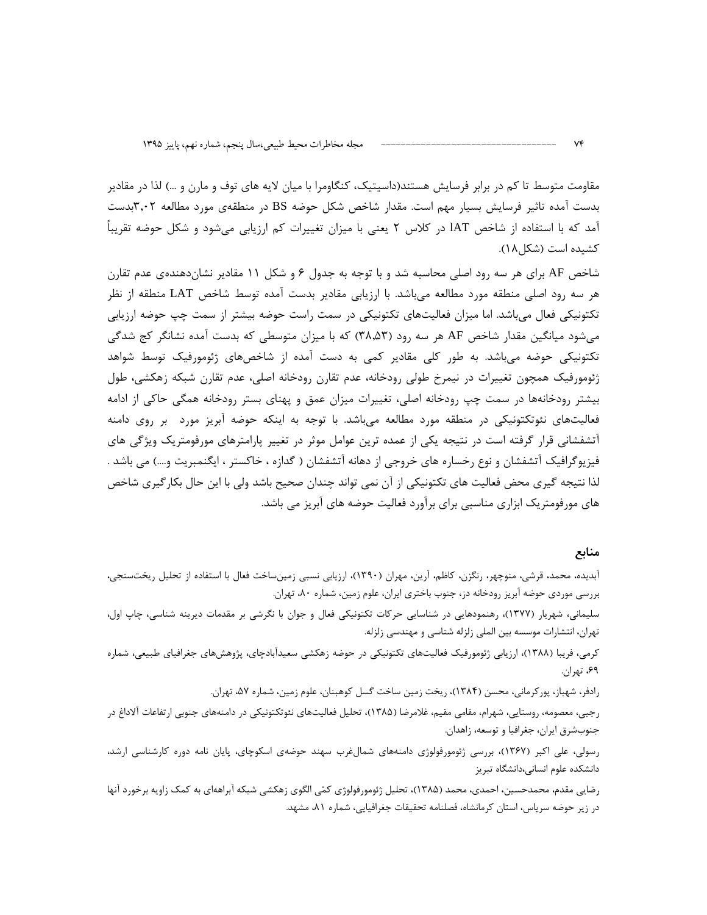مقاومت متوسط تا کم در برابر فرسایش هستند(داسیتیک، کنگاومرا با میان لایه های توف و مارن و ...) لذا در مقادیر بدست آمده تاثیر فرسایش بسیار مهم است. مقدار شاخص شکل حوضه BS در منطقه‌ی مورد مطالعه ۳,۰۲بدست آمد که با استفاده از شاخص IAT در کلاس ۲ یعنی با میزان تغییرات کم ارزیابی می‌شود و شکل حوضه تقریباً کشیده است (شکل۱۸).

شاخص AF برای هر سه رود اصلی محاسبه شد و با توجه به جدول ۶ و شکل ۱۱ مقادیر نشان‌دهنده‌ی عدم تقارن هر سه رود اصلی منطقه مورد مطالعه می‌باشد. با ارزیابی مقادیر بدست آمده توسط شاخص LAT منطقه از نظر تکتونیکی فعال می‌باشد. اما میزان فعالیت‌های تکتونیکی در سمت راست حوضه بیشتر از سمت چپ حوضه ارزیابی می‌شود میانگین مقدار شاخص AF هر سه رود (۳۸,۵۳) که با میزان متوسطی که بدست آمده نشانگر کج شدگی تکتونیکی حوضه می‌باشد. به طور کلی مقادیر کمی به دست آمده از شاخص‌های ژئومورفیک توسط شواهد ژئومورفیک همچون تغییرات در نیمرخ طولی رودخانه، عدم تقارن رودخانه اصلی، عدم تقارن شبکه زهکشی، طول بیشتر رودخانه‌ها در سمت چپ رودخانه اصلی، تغییرات میزان عمق و پهنای بستر رودخانه همگی حاکی از ادامه فعالیت‌های نئوتکتونیکی در منطقه مورد مطالعه می‌باشد. با توجه به اینکه حوضه آبریز مورد بر روی دامنه آتشفشانی قرار گرفته است در نتیجه یکی از عمده ترین عوامل موثر در تغییر پارامترهای مورفومتریک ویژگی های فیزیوگرافیک آتشفشان و نوع رخساره های خروجی از دهانه آتشفشان ( گدازه ، خاکستر ، ایگنمبریت و....) می باشد . لذا نتیجه گیری محض فعالیت های تکتونیکی از آن نمی تواند چندان صحیح باشد ولی با این حال بکارگیری شاخص های مورفومتریک ابزاری مناسبی برای برآورد فعالیت حوضه های آبریز می باشد.

## منابع

آبدیده، محمد، قرشی، منوچهر، رنگزن، کاظم، آرین، مهران (۱۳۹۰)، ارزیابی نسبی زمین‌ساخت فعال با استفاده از تحلیل ریخت‌سنجی، بررسی موردی حوضه آبریز رودخانه دز، جنوب باختری ایران، علوم زمین، شماره ۸۰، تهران.

سلیمانی، شهریار (۱۳۷۷)، رهنمودهایی در شناسایی حرکات تکتونیکی فعال و جوان با نگرشی بر مقدمات دیرینه شناسی، چاپ اول، تهران، انتشارات موسسه بین المللی زلزله شناسی و مهندسی زلزله.

کرمی، فریبا (۱۳۸۸)، ارزیابی ژئومورفیک فعالیت‌های تکتونیکی در حوضه زهکشی سعیدآبادچای، پژوهش‌های جغرافیای طبیعی، شماره ۶۹، تهران.

رادفر، شهباز، پورکرمانی، محسن (۱۳۸۴)، ریخت زمین ساخت گسل کوهبنان، علوم زمین، شماره ۵۷، تهران.

رجبی، معصومه، روستایی، شهرام، مقامی مقیم، غلامرضا (۱۳۸۵)، تحلیل فعالیت‌های نئوتکتونیکی در دامنه‌های جنوبی ارتفاعات آلاداغ در جنوب‌شرق ایران، جغرافیا و توسعه، زاهدان.

رسولی، علی اکبر (۱۳۶۷)، بررسی ژئومورفولوژی دامنه‌های شمال‌غرب سهند حوضه‌ی اسکوچای، پایان نامه دوره کارشناسی ارشد، دانشکده علوم انسانی،دانشگاه تبریز

رضایی مقدم، محمدحسین، احمدی، محمد (۱۳۸۵)، تحلیل ژئومورفولوژی کمّی الگوی زهکشی شبکه آبراهه‌ای به کمک زاویه برخورد آنها در زیر حوضه سریاس، استان کرمانشاه، فصلنامه تحقیقات جغرافیایی، شماره ۸۱، مشهد.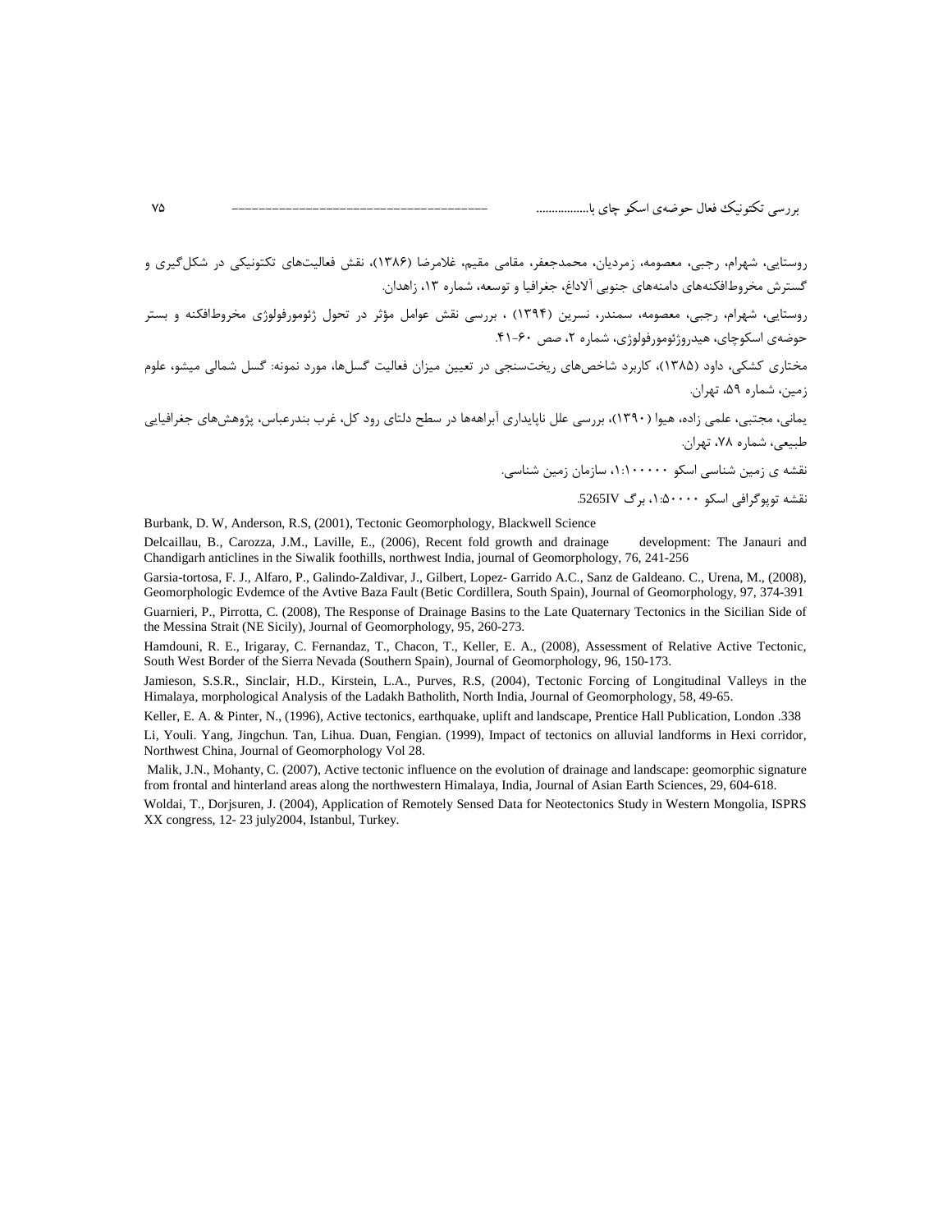روستایی، شهرام، رجبی، معصومه، زمردیان، محمدجعفر، مقامی مقیم، غلامرضا (۱۳۸۶)، نقش فعالیت‌های تکتونیکی در شکل‌گیری و گسترش مخروط‌افکنه‌های دامنه‌های جنوبی آلاداغ، جغرافیا و توسعه، شماره ۱۳، زاهدان.

روستایی، شهرام، رجبی، معصومه، سمندر، نسرین (۱۳۹۴) ، بررسی نقش عوامل مؤثر در تحول ژئومورفولوژی مخروط‌افکنه و بستر حوضه‌ی اسکوچای، هیدروژئومورفولوژی، شماره ۲، صص ۶۰-۴۱.

مختاری کشکی، داود (۱۳۸۵)، کاربرد شاخص‌های ریخت‌سنجی در تعیین میزان فعالیت گسل‌ها، مورد نمونه: گسل شمالی میشو، علوم زمین، شماره ۵۹، تهران.

یمانی، مجتبی، علمی زاده، هیوا (۱۳۹۰)، بررسی علل ناپایداری آبراهه‌ها در سطح دلتای رود کل، غرب بندرعباس، پژوهش‌های جغرافیایی طبیعی، شماره ۷۸، تهران.

نقشه ی زمین شناسی اسکو ۱:۱۰۰۰۰۰، سازمان زمین شناسی.

نقشه توپوگرافی اسکو ۱:۵۰۰۰۰، برگ 5265IV.

Burbank, D. W, Anderson, R.S, (2001), Tectonic Geomorphology, Blackwell Science

Delcaillau, B., Carozza, J.M., Laville, E., (2006), Recent fold growth and drainage development: The Janauri and Chandigarh anticlines in the Siwalik foothills, northwest India, journal of Geomorphology, 76, 241-256

Garsia-tortosa, F. J., Alfaro, P., Galindo-Zaldivar, J., Gilbert, Lopez- Garrido A.C., Sanz de Galdeano. C., Urena, M., (2008), Geomorphologic Evdemce of the Avtive Baza Fault (Betic Cordillera, South Spain), Journal of Geomorphology, 97, 374-391

Guarnieri, P., Pirrotta, C. (2008), The Response of Drainage Basins to the Late Quaternary Tectonics in the Sicilian Side of the Messina Strait (NE Sicily), Journal of Geomorphology, 95, 260-273.

Hamdouni, R. E., Irigaray, C. Fernandaz, T., Chacon, T., Keller, E. A., (2008), Assessment of Relative Active Tectonic, South West Border of the Sierra Nevada (Southern Spain), Journal of Geomorphology, 96, 150-173.

Jamieson, S.S.R., Sinclair, H.D., Kirstein, L.A., Purves, R.S, (2004), Tectonic Forcing of Longitudinal Valleys in the Himalaya, morphological Analysis of the Ladakh Batholith, North India, Journal of Geomorphology, 58, 49-65.

Keller, E. A. & Pinter, N., (1996), Active tectonics, earthquake, uplift and landscape, Prentice Hall Publication, London .338

Li, Youli. Yang, Jingchun. Tan, Lihua. Duan, Fengian. (1999), Impact of tectonics on alluvial landforms in Hexi corridor, Northwest China, Journal of Geomorphology Vol 28.

Malik, J.N., Mohanty, C. (2007), Active tectonic influence on the evolution of drainage and landscape: geomorphic signature from frontal and hinterland areas along the northwestern Himalaya, India, Journal of Asian Earth Sciences, 29, 604-618.

Woldai, T., Dorjsuren, J. (2004), Application of Remotely Sensed Data for Neotectonics Study in Western Mongolia, ISPRS XX congress, 12- 23 july2004, Istanbul, Turkey.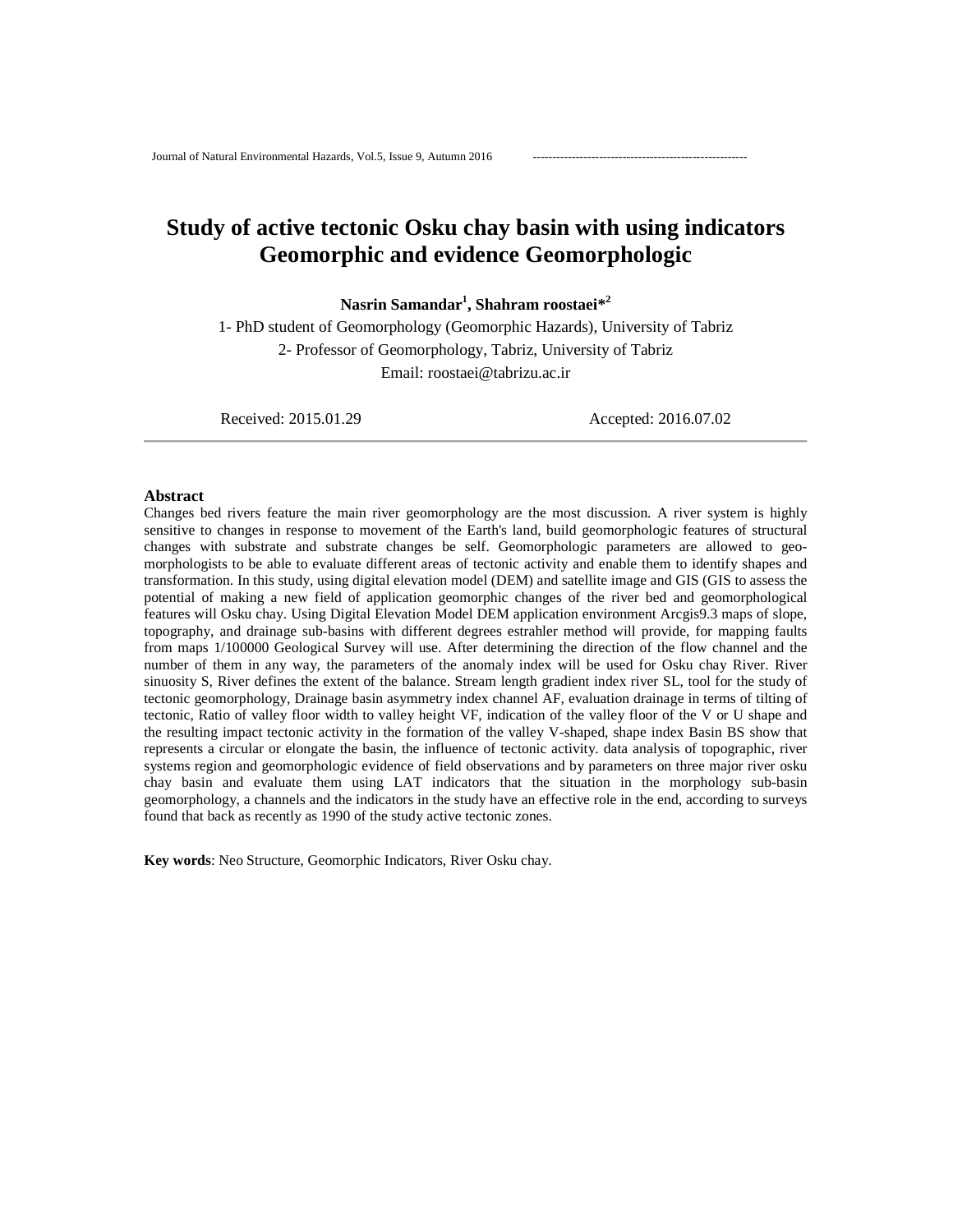# Study of active tectonic Osku chay basin with using indicators Geomorphic and evidence Geomorphologic

**Nasrin Samandar[1], Shahram roostaei*[2]**

1- PhD student of Geomorphology (Geomorphic Hazards), University of Tabriz

2- Professor of Geomorphology, Tabriz, University of Tabriz

Email: roostaei@tabrizu.ac.ir

Received: 2015.01.29 Accepted: 2016.07.02

## Abstract

Changes bed rivers feature the main river geomorphology are the most discussion. A river system is highly sensitive to changes in response to movement of the Earth's land, build geomorphologic features of structural changes with substrate and substrate changes be self. Geomorphologic parameters are allowed to geo-morphologists to be able to evaluate different areas of tectonic activity and enable them to identify shapes and transformation. In this study, using digital elevation model (DEM) and satellite image and GIS (GIS to assess the potential of making a new field of application geomorphic changes of the river bed and geomorphological features will Osku chay. Using Digital Elevation Model DEM application environment Arcgis9.3 maps of slope, topography, and drainage sub-basins with different degrees estrahler method will provide, for mapping faults from maps 1/100000 Geological Survey will use. After determining the direction of the flow channel and the number of them in any way, the parameters of the anomaly index will be used for Osku chay River. River sinuosity S, River defines the extent of the balance. Stream length gradient index river SL, tool for the study of tectonic geomorphology, Drainage basin asymmetry index channel AF, evaluation drainage in terms of tilting of tectonic, Ratio of valley floor width to valley height VF, indication of the valley floor of the V or U shape and the resulting impact tectonic activity in the formation of the valley V-shaped, shape index Basin BS show that represents a circular or elongate the basin, the influence of tectonic activity. data analysis of topographic, river systems region and geomorphologic evidence of field observations and by parameters on three major river osku chay basin and evaluate them using LAT indicators that the situation in the morphology sub-basin geomorphology, a channels and the indicators in the study have an effective role in the end, according to surveys found that back as recently as 1990 of the study active tectonic zones.

**Key words**: Neo Structure, Geomorphic Indicators, River Osku chay.